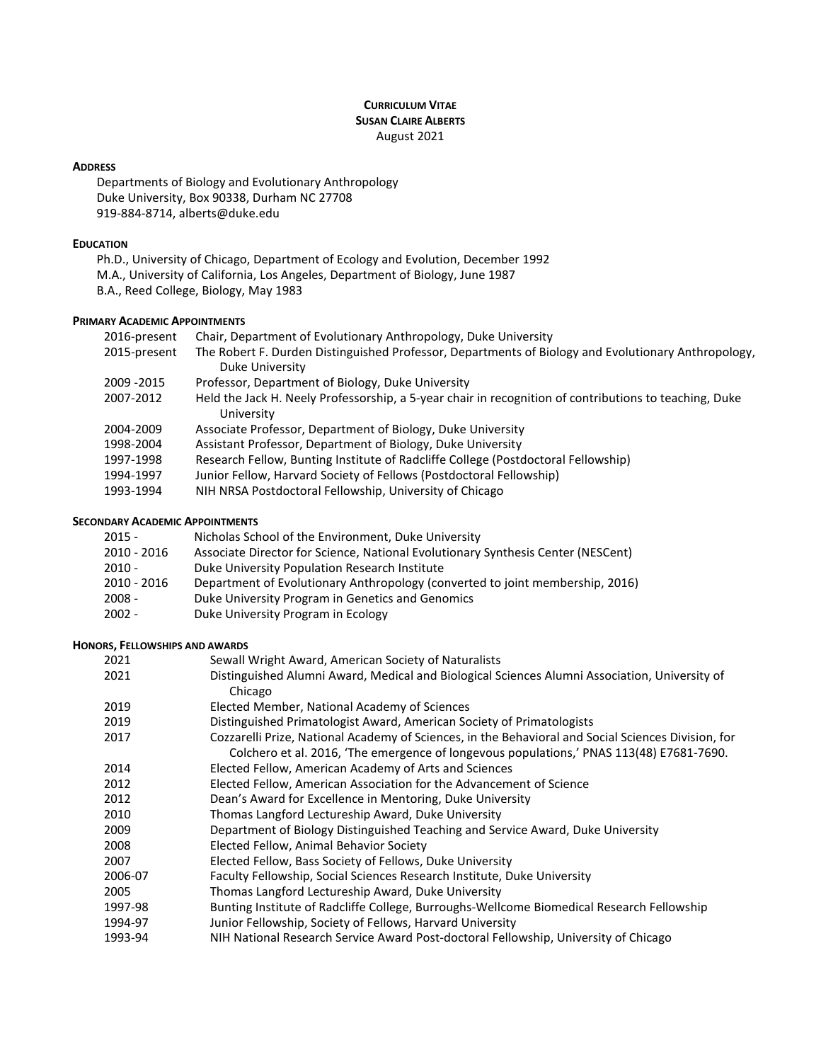# CURRICULUM VITAE
# SUSAN CLAIRE ALBERTS

August 2021

## ADDRESS

Departments of Biology and Evolutionary Anthropology
Duke University, Box 90338, Durham NC 27708
919-884-8714, alberts@duke.edu

## EDUCATION

Ph.D., University of Chicago, Department of Ecology and Evolution, December 1992
M.A., University of California, Los Angeles, Department of Biology, June 1987
B.A., Reed College, Biology, May 1983

## PRIMARY ACADEMIC APPOINTMENTS

| | |
|---|---|
| 2016-present | Chair, Department of Evolutionary Anthropology, Duke University |
| 2015-present | The Robert F. Durden Distinguished Professor, Departments of Biology and Evolutionary Anthropology, Duke University |
| 2009 -2015 | Professor, Department of Biology, Duke University |
| 2007-2012 | Held the Jack H. Neely Professorship, a 5-year chair in recognition of contributions to teaching, Duke University |
| 2004-2009 | Associate Professor, Department of Biology, Duke University |
| 1998-2004 | Assistant Professor, Department of Biology, Duke University |
| 1997-1998 | Research Fellow, Bunting Institute of Radcliffe College (Postdoctoral Fellowship) |
| 1994-1997 | Junior Fellow, Harvard Society of Fellows (Postdoctoral Fellowship) |
| 1993-1994 | NIH NRSA Postdoctoral Fellowship, University of Chicago |

## SECONDARY ACADEMIC APPOINTMENTS

| | |
|---|---|
| 2015 - | Nicholas School of the Environment, Duke University |
| 2010 - 2016 | Associate Director for Science, National Evolutionary Synthesis Center (NESCent) |
| 2010 - | Duke University Population Research Institute |
| 2010 - 2016 | Department of Evolutionary Anthropology (converted to joint membership, 2016) |
| 2008 - | Duke University Program in Genetics and Genomics |
| 2002 - | Duke University Program in Ecology |

## HONORS, FELLOWSHIPS AND AWARDS

| | |
|---|---|
| 2021 | Sewall Wright Award, American Society of Naturalists |
| 2021 | Distinguished Alumni Award, Medical and Biological Sciences Alumni Association, University of Chicago |
| 2019 | Elected Member, National Academy of Sciences |
| 2019 | Distinguished Primatologist Award, American Society of Primatologists |
| 2017 | Cozzarelli Prize, National Academy of Sciences, in the Behavioral and Social Sciences Division, for Colchero et al. 2016, 'The emergence of longevous populations,' PNAS 113(48) E7681-7690. |
| 2014 | Elected Fellow, American Academy of Arts and Sciences |
| 2012 | Elected Fellow, American Association for the Advancement of Science |
| 2012 | Dean's Award for Excellence in Mentoring, Duke University |
| 2010 | Thomas Langford Lectureship Award, Duke University |
| 2009 | Department of Biology Distinguished Teaching and Service Award, Duke University |
| 2008 | Elected Fellow, Animal Behavior Society |
| 2007 | Elected Fellow, Bass Society of Fellows, Duke University |
| 2006-07 | Faculty Fellowship, Social Sciences Research Institute, Duke University |
| 2005 | Thomas Langford Lectureship Award, Duke University |
| 1997-98 | Bunting Institute of Radcliffe College, Burroughs-Wellcome Biomedical Research Fellowship |
| 1994-97 | Junior Fellowship, Society of Fellows, Harvard University |
| 1993-94 | NIH National Research Service Award Post-doctoral Fellowship, University of Chicago |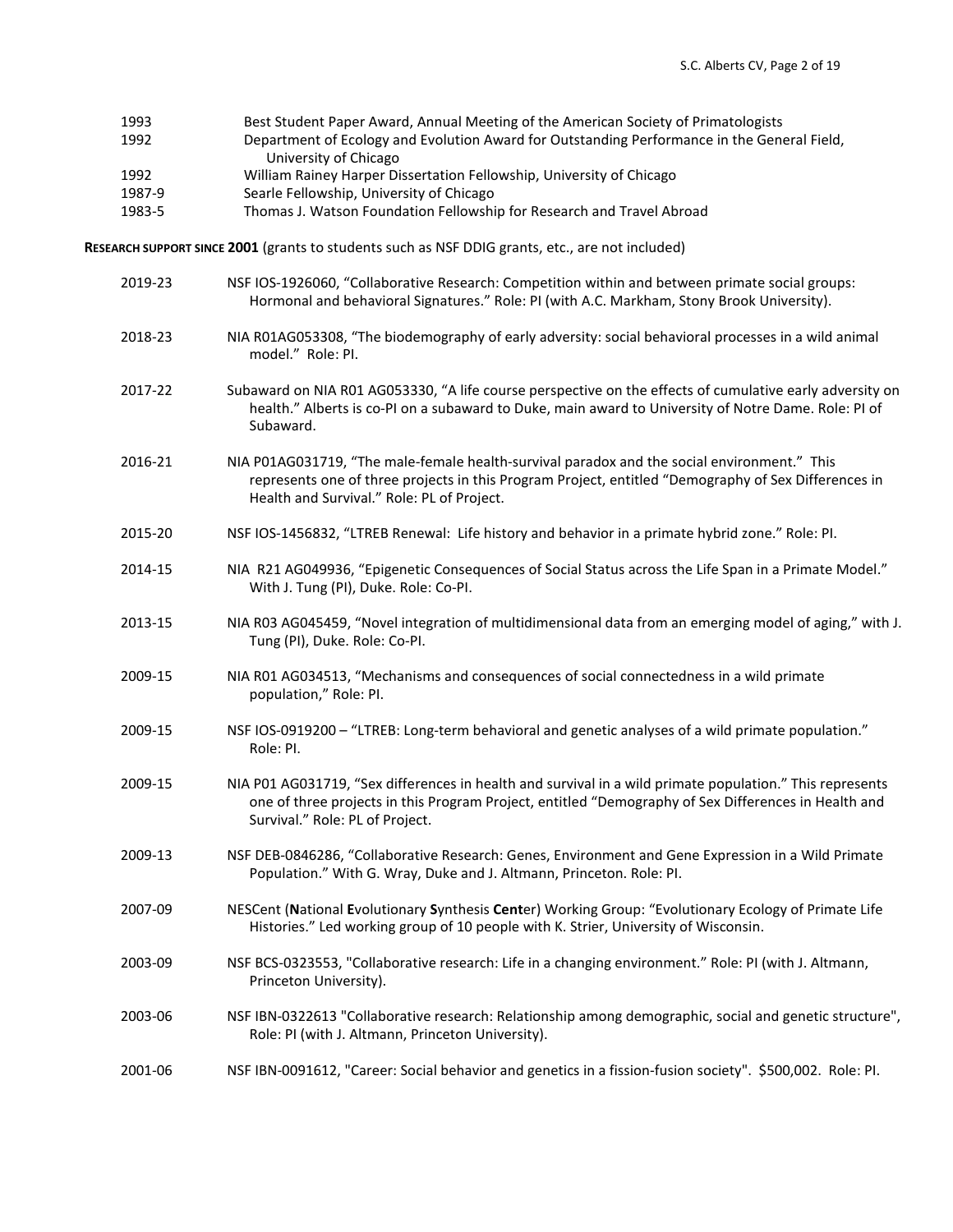1993 Best Student Paper Award, Annual Meeting of the American Society of Primatologists

1992 Department of Ecology and Evolution Award for Outstanding Performance in the General Field, University of Chicago

1992 William Rainey Harper Dissertation Fellowship, University of Chicago

1987-9 Searle Fellowship, University of Chicago

1983-5 Thomas J. Watson Foundation Fellowship for Research and Travel Abroad

**RESEARCH SUPPORT SINCE 2001** (grants to students such as NSF DDIG grants, etc., are not included)

2019-23 NSF IOS-1926060, "Collaborative Research: Competition within and between primate social groups: Hormonal and behavioral Signatures." Role: PI (with A.C. Markham, Stony Brook University).

2018-23 NIA R01AG053308, "The biodemography of early adversity: social behavioral processes in a wild animal model." Role: PI.

2017-22 Subaward on NIA R01 AG053330, "A life course perspective on the effects of cumulative early adversity on health." Alberts is co-PI on a subaward to Duke, main award to University of Notre Dame. Role: PI of Subaward.

2016-21 NIA P01AG031719, "The male-female health-survival paradox and the social environment." This represents one of three projects in this Program Project, entitled "Demography of Sex Differences in Health and Survival." Role: PL of Project.

2015-20 NSF IOS-1456832, "LTREB Renewal: Life history and behavior in a primate hybrid zone." Role: PI.

2014-15 NIA R21 AG049936, "Epigenetic Consequences of Social Status across the Life Span in a Primate Model." With J. Tung (PI), Duke. Role: Co-PI.

2013-15 NIA R03 AG045459, "Novel integration of multidimensional data from an emerging model of aging," with J. Tung (PI), Duke. Role: Co-PI.

2009-15 NIA R01 AG034513, "Mechanisms and consequences of social connectedness in a wild primate population," Role: PI.

2009-15 NSF IOS-0919200 – "LTREB: Long-term behavioral and genetic analyses of a wild primate population." Role: PI.

2009-15 NIA P01 AG031719, "Sex differences in health and survival in a wild primate population." This represents one of three projects in this Program Project, entitled "Demography of Sex Differences in Health and Survival." Role: PL of Project.

2009-13 NSF DEB-0846286, "Collaborative Research: Genes, Environment and Gene Expression in a Wild Primate Population." With G. Wray, Duke and J. Altmann, Princeton. Role: PI.

2007-09 NESCent (**N**ational **E**volutionary **S**ynthesis **Cent**er) Working Group: "Evolutionary Ecology of Primate Life Histories." Led working group of 10 people with K. Strier, University of Wisconsin.

2003-09 NSF BCS-0323553, "Collaborative research: Life in a changing environment." Role: PI (with J. Altmann, Princeton University).

2003-06 NSF IBN-0322613 "Collaborative research: Relationship among demographic, social and genetic structure", Role: PI (with J. Altmann, Princeton University).

2001-06 NSF IBN-0091612, "Career: Social behavior and genetics in a fission-fusion society". $500,002. Role: PI.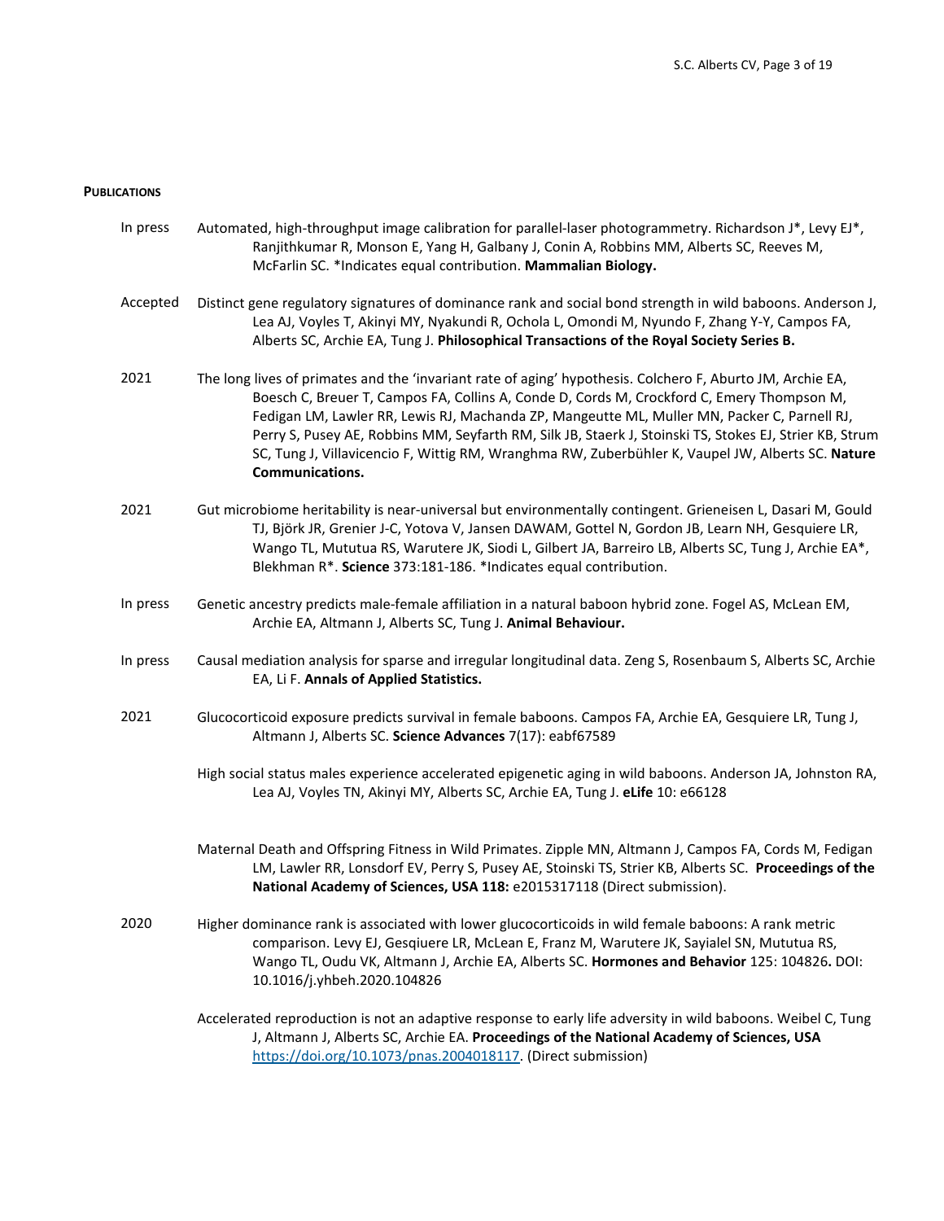**PUBLICATIONS**

In press — Automated, high-throughput image calibration for parallel-laser photogrammetry. Richardson J*, Levy EJ*, Ranjithkumar R, Monson E, Yang H, Galbany J, Conin A, Robbins MM, Alberts SC, Reeves M, McFarlin SC. *Indicates equal contribution. **Mammalian Biology.**

Accepted — Distinct gene regulatory signatures of dominance rank and social bond strength in wild baboons. Anderson J, Lea AJ, Voyles T, Akinyi MY, Nyakundi R, Ochola L, Omondi M, Nyundo F, Zhang Y-Y, Campos FA, Alberts SC, Archie EA, Tung J. **Philosophical Transactions of the Royal Society Series B.**

2021 — The long lives of primates and the 'invariant rate of aging' hypothesis. Colchero F, Aburto JM, Archie EA, Boesch C, Breuer T, Campos FA, Collins A, Conde D, Cords M, Crockford C, Emery Thompson M, Fedigan LM, Lawler RR, Lewis RJ, Machanda ZP, Mangeutte ML, Muller MN, Packer C, Parnell RJ, Perry S, Pusey AE, Robbins MM, Seyfarth RM, Silk JB, Staerk J, Stoinski TS, Stokes EJ, Strier KB, Strum SC, Tung J, Villavicencio F, Wittig RM, Wranghma RW, Zuberbühler K, Vaupel JW, Alberts SC. **Nature Communications.**

2021 — Gut microbiome heritability is near-universal but environmentally contingent. Grieneisen L, Dasari M, Gould TJ, Björk JR, Grenier J-C, Yotova V, Jansen DAWAM, Gottel N, Gordon JB, Learn NH, Gesquiere LR, Wango TL, Mututua RS, Warutere JK, Siodi L, Gilbert JA, Barreiro LB, Alberts SC, Tung J, Archie EA*, Blekhman R*. **Science** 373:181-186. *Indicates equal contribution.

In press — Genetic ancestry predicts male-female affiliation in a natural baboon hybrid zone. Fogel AS, McLean EM, Archie EA, Altmann J, Alberts SC, Tung J. **Animal Behaviour.**

In press — Causal mediation analysis for sparse and irregular longitudinal data. Zeng S, Rosenbaum S, Alberts SC, Archie EA, Li F. **Annals of Applied Statistics.**

2021 — Glucocorticoid exposure predicts survival in female baboons. Campos FA, Archie EA, Gesquiere LR, Tung J, Altmann J, Alberts SC. **Science Advances** 7(17): eabf67589

High social status males experience accelerated epigenetic aging in wild baboons. Anderson JA, Johnston RA, Lea AJ, Voyles TN, Akinyi MY, Alberts SC, Archie EA, Tung J. **eLife** 10: e66128

Maternal Death and Offspring Fitness in Wild Primates. Zipple MN, Altmann J, Campos FA, Cords M, Fedigan LM, Lawler RR, Lonsdorf EV, Perry S, Pusey AE, Stoinski TS, Strier KB, Alberts SC. **Proceedings of the National Academy of Sciences, USA 118:** e2015317118 (Direct submission).

2020 — Higher dominance rank is associated with lower glucocorticoids in wild female baboons: A rank metric comparison. Levy EJ, Gesquiere LR, McLean E, Franz M, Warutere JK, Sayialel SN, Mututua RS, Wango TL, Oudu VK, Altmann J, Archie EA, Alberts SC. **Hormones and Behavior** 125: 104826**.** DOI: 10.1016/j.yhbeh.2020.104826

Accelerated reproduction is not an adaptive response to early life adversity in wild baboons. Weibel C, Tung J, Altmann J, Alberts SC, Archie EA. **Proceedings of the National Academy of Sciences, USA** https://doi.org/10.1073/pnas.2004018117. (Direct submission)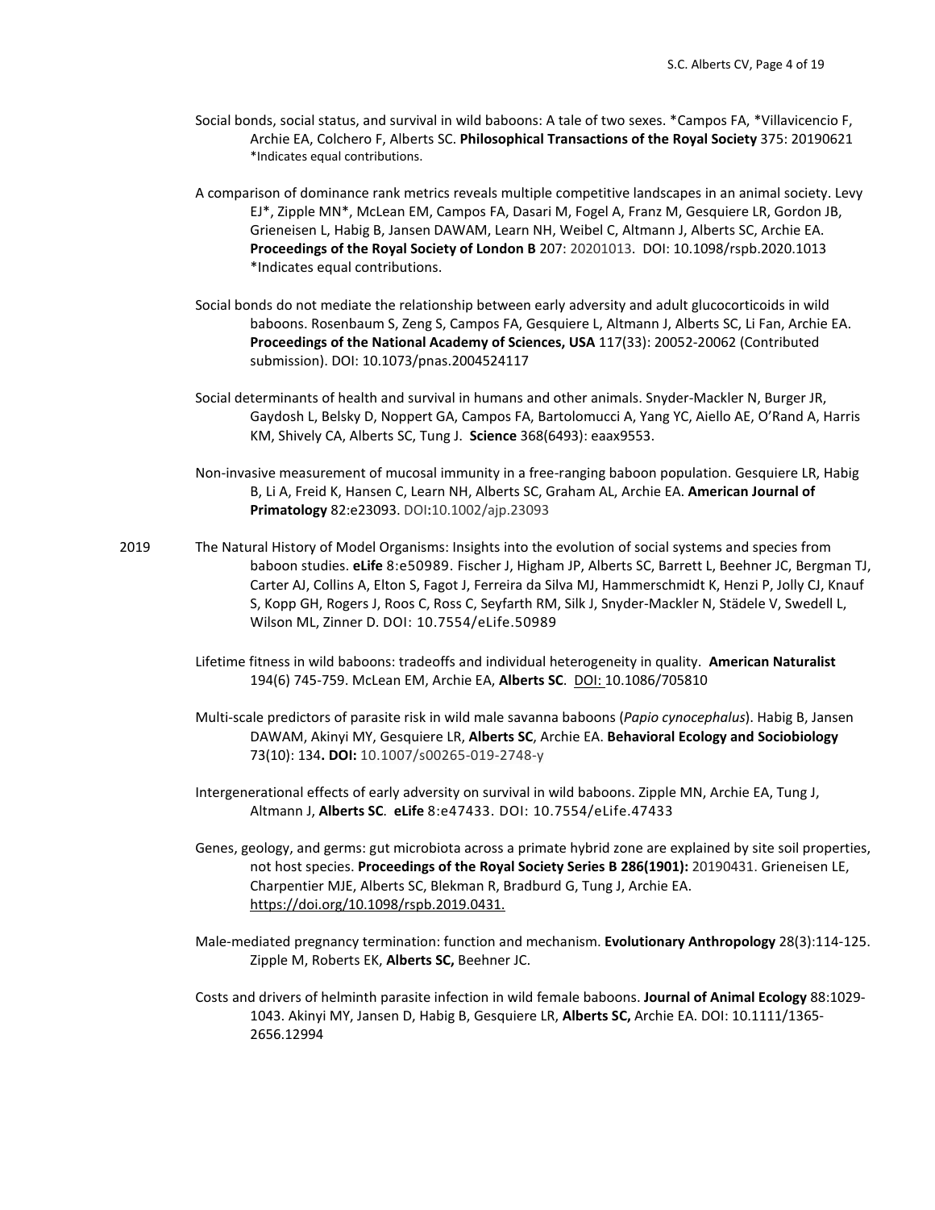Social bonds, social status, and survival in wild baboons: A tale of two sexes. *Campos FA, *Villavicencio F, Archie EA, Colchero F, Alberts SC. **Philosophical Transactions of the Royal Society** 375: 20190621 *Indicates equal contributions.

A comparison of dominance rank metrics reveals multiple competitive landscapes in an animal society. Levy EJ*, Zipple MN*, McLean EM, Campos FA, Dasari M, Fogel A, Franz M, Gesquiere LR, Gordon JB, Grieneisen L, Habig B, Jansen DAWAM, Learn NH, Weibel C, Altmann J, Alberts SC, Archie EA. **Proceedings of the Royal Society of London B** 207: 20201013. DOI: 10.1098/rspb.2020.1013 *Indicates equal contributions.

Social bonds do not mediate the relationship between early adversity and adult glucocorticoids in wild baboons. Rosenbaum S, Zeng S, Campos FA, Gesquiere L, Altmann J, Alberts SC, Li Fan, Archie EA. **Proceedings of the National Academy of Sciences, USA** 117(33): 20052-20062 (Contributed submission). DOI: 10.1073/pnas.2004524117

Social determinants of health and survival in humans and other animals. Snyder-Mackler N, Burger JR, Gaydosh L, Belsky D, Noppert GA, Campos FA, Bartolomucci A, Yang YC, Aiello AE, O'Rand A, Harris KM, Shively CA, Alberts SC, Tung J. **Science** 368(6493): eaax9553.

Non-invasive measurement of mucosal immunity in a free-ranging baboon population. Gesquiere LR, Habig B, Li A, Freid K, Hansen C, Learn NH, Alberts SC, Graham AL, Archie EA. **American Journal of Primatology** 82:e23093. DOI**:**10.1002/ajp.23093

2019 The Natural History of Model Organisms: Insights into the evolution of social systems and species from baboon studies. **eLife** 8:e50989. Fischer J, Higham JP, Alberts SC, Barrett L, Beehner JC, Bergman TJ, Carter AJ, Collins A, Elton S, Fagot J, Ferreira da Silva MJ, Hammerschmidt K, Henzi P, Jolly CJ, Knauf S, Kopp GH, Rogers J, Roos C, Ross C, Seyfarth RM, Silk J, Snyder-Mackler N, Städele V, Swedell L, Wilson ML, Zinner D. DOI: 10.7554/eLife.50989

Lifetime fitness in wild baboons: tradeoffs and individual heterogeneity in quality. **American Naturalist** 194(6) 745-759. McLean EM, Archie EA, **Alberts SC**. DOI: 10.1086/705810

Multi-scale predictors of parasite risk in wild male savanna baboons (*Papio cynocephalus*). Habig B, Jansen DAWAM, Akinyi MY, Gesquiere LR, **Alberts SC**, Archie EA. **Behavioral Ecology and Sociobiology** 73(10): 134**. DOI:** 10.1007/s00265-019-2748-y

Intergenerational effects of early adversity on survival in wild baboons. Zipple MN, Archie EA, Tung J, Altmann J, **Alberts SC**. **eLife** 8:e47433. DOI: 10.7554/eLife.47433

Genes, geology, and germs: gut microbiota across a primate hybrid zone are explained by site soil properties, not host species. **Proceedings of the Royal Society Series B 286(1901):** 20190431. Grieneisen LE, Charpentier MJE, Alberts SC, Blekman R, Bradburd G, Tung J, Archie EA. https://doi.org/10.1098/rspb.2019.0431.

Male-mediated pregnancy termination: function and mechanism. **Evolutionary Anthropology** 28(3):114-125. Zipple M, Roberts EK, **Alberts SC,** Beehner JC.

Costs and drivers of helminth parasite infection in wild female baboons. **Journal of Animal Ecology** 88:1029-1043. Akinyi MY, Jansen D, Habig B, Gesquiere LR, **Alberts SC,** Archie EA. DOI: 10.1111/1365-2656.12994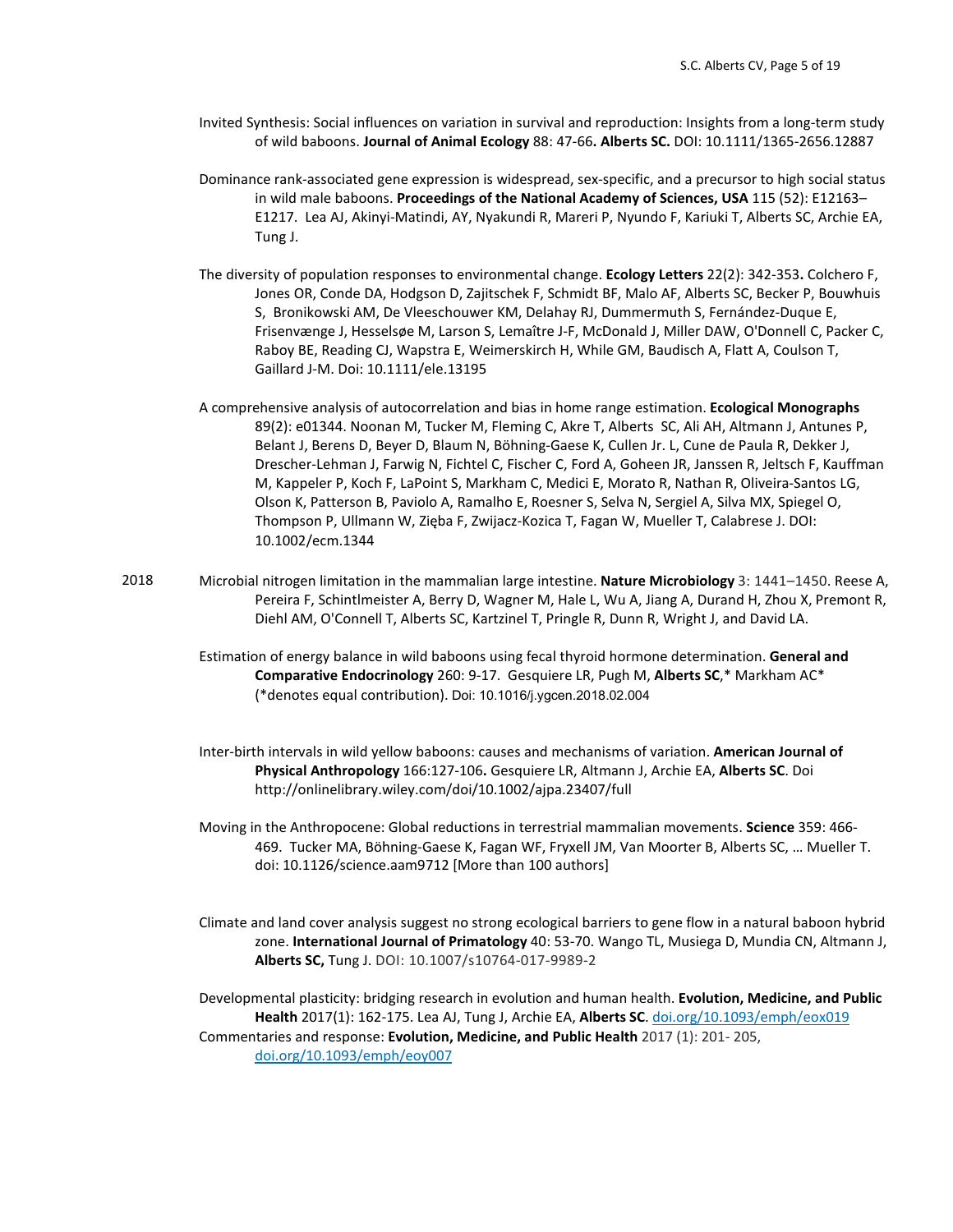Invited Synthesis: Social influences on variation in survival and reproduction: Insights from a long-term study of wild baboons. **Journal of Animal Ecology** 88: 47-66**. Alberts SC.** DOI: 10.1111/1365-2656.12887

Dominance rank-associated gene expression is widespread, sex-specific, and a precursor to high social status in wild male baboons. **Proceedings of the National Academy of Sciences, USA** 115 (52): E12163–E1217. Lea AJ, Akinyi-Matindi, AY, Nyakundi R, Mareri P, Nyundo F, Kariuki T, Alberts SC, Archie EA, Tung J.

The diversity of population responses to environmental change. **Ecology Letters** 22(2): 342-353**.** Colchero F, Jones OR, Conde DA, Hodgson D, Zajitschek F, Schmidt BF, Malo AF, Alberts SC, Becker P, Bouwhuis S, Bronikowski AM, De Vleeschouwer KM, Delahay RJ, Dummermuth S, Fernández-Duque E, Frisenvænge J, Hesselsøe M, Larson S, Lemaître J-F, McDonald J, Miller DAW, O'Donnell C, Packer C, Raboy BE, Reading CJ, Wapstra E, Weimerskirch H, While GM, Baudisch A, Flatt A, Coulson T, Gaillard J-M. Doi: 10.1111/ele.13195

A comprehensive analysis of autocorrelation and bias in home range estimation. **Ecological Monographs** 89(2): e01344. Noonan M, Tucker M, Fleming C, Akre T, Alberts SC, Ali AH, Altmann J, Antunes P, Belant J, Berens D, Beyer D, Blaum N, Böhning-Gaese K, Cullen Jr. L, Cune de Paula R, Dekker J, Drescher-Lehman J, Farwig N, Fichtel C, Fischer C, Ford A, Goheen JR, Janssen R, Jeltsch F, Kauffman M, Kappeler P, Koch F, LaPoint S, Markham C, Medici E, Morato R, Nathan R, Oliveira-Santos LG, Olson K, Patterson B, Paviolo A, Ramalho E, Roesner S, Selva N, Sergiel A, Silva MX, Spiegel O, Thompson P, Ullmann W, Zięba F, Zwijacz-Kozica T, Fagan W, Mueller T, Calabrese J. DOI: 10.1002/ecm.1344

2018

Microbial nitrogen limitation in the mammalian large intestine. **Nature Microbiology** 3: 1441–1450. Reese A, Pereira F, Schintlmeister A, Berry D, Wagner M, Hale L, Wu A, Jiang A, Durand H, Zhou X, Premont R, Diehl AM, O'Connell T, Alberts SC, Kartzinel T, Pringle R, Dunn R, Wright J, and David LA.

Estimation of energy balance in wild baboons using fecal thyroid hormone determination. **General and Comparative Endocrinology** 260: 9-17. Gesquiere LR, Pugh M, **Alberts SC**,* Markham AC* (*denotes equal contribution). Doi: 10.1016/j.ygcen.2018.02.004

Inter-birth intervals in wild yellow baboons: causes and mechanisms of variation. **American Journal of Physical Anthropology** 166:127-106**.** Gesquiere LR, Altmann J, Archie EA, **Alberts SC**. Doi http://onlinelibrary.wiley.com/doi/10.1002/ajpa.23407/full

Moving in the Anthropocene: Global reductions in terrestrial mammalian movements. **Science** 359: 466-469. Tucker MA, Böhning-Gaese K, Fagan WF, Fryxell JM, Van Moorter B, Alberts SC, … Mueller T. doi: 10.1126/science.aam9712 [More than 100 authors]

Climate and land cover analysis suggest no strong ecological barriers to gene flow in a natural baboon hybrid zone. **International Journal of Primatology** 40: 53-70. Wango TL, Musiega D, Mundia CN, Altmann J, **Alberts SC,** Tung J. DOI: 10.1007/s10764-017-9989-2

Developmental plasticity: bridging research in evolution and human health. **Evolution, Medicine, and Public Health** 2017(1): 162-175. Lea AJ, Tung J, Archie EA, **Alberts SC**. doi.org/10.1093/emph/eox019

Commentaries and response: **Evolution, Medicine, and Public Health** 2017 (1): 201- 205, doi.org/10.1093/emph/eoy007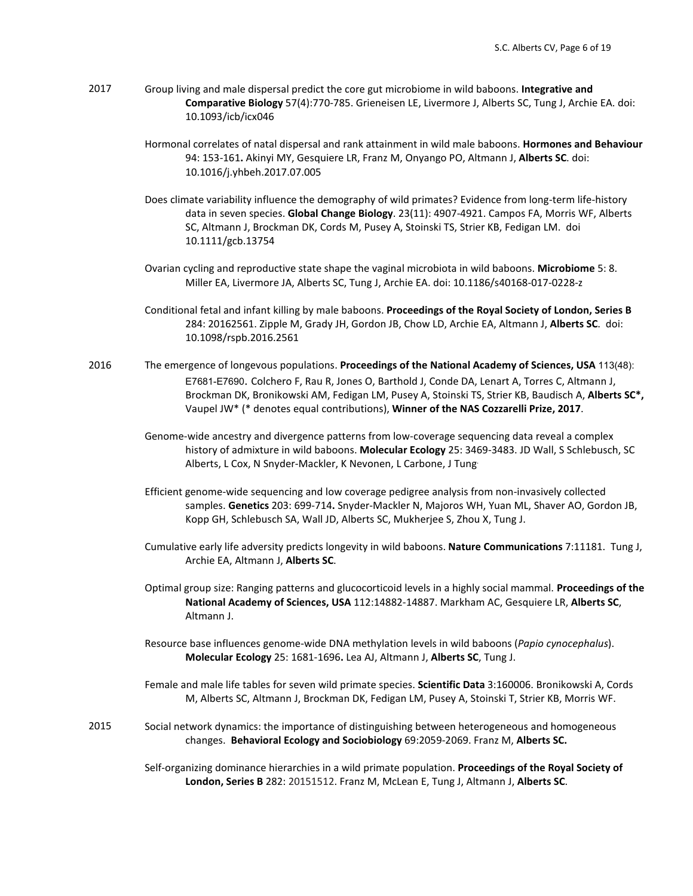2017 Group living and male dispersal predict the core gut microbiome in wild baboons. **Integrative and Comparative Biology** 57(4):770-785. Grieneisen LE, Livermore J, Alberts SC, Tung J, Archie EA. doi: 10.1093/icb/icx046

Hormonal correlates of natal dispersal and rank attainment in wild male baboons. **Hormones and Behaviour** 94: 153-161**.** Akinyi MY, Gesquiere LR, Franz M, Onyango PO, Altmann J, **Alberts SC**. doi: 10.1016/j.yhbeh.2017.07.005

Does climate variability influence the demography of wild primates? Evidence from long-term life-history data in seven species. **Global Change Biology**. 23(11): 4907-4921. Campos FA, Morris WF, Alberts SC, Altmann J, Brockman DK, Cords M, Pusey A, Stoinski TS, Strier KB, Fedigan LM. doi 10.1111/gcb.13754

Ovarian cycling and reproductive state shape the vaginal microbiota in wild baboons. **Microbiome** 5: 8. Miller EA, Livermore JA, Alberts SC, Tung J, Archie EA. doi: 10.1186/s40168-017-0228-z

Conditional fetal and infant killing by male baboons. **Proceedings of the Royal Society of London, Series B** 284: 20162561. Zipple M, Grady JH, Gordon JB, Chow LD, Archie EA, Altmann J, **Alberts SC**. doi: 10.1098/rspb.2016.2561

2016 The emergence of longevous populations. **Proceedings of the National Academy of Sciences, USA** 113(48): E7681-E7690. Colchero F, Rau R, Jones O, Barthold J, Conde DA, Lenart A, Torres C, Altmann J, Brockman DK, Bronikowski AM, Fedigan LM, Pusey A, Stoinski TS, Strier KB, Baudisch A, **Alberts SC*,** Vaupel JW* (* denotes equal contributions), **Winner of the NAS Cozzarelli Prize, 2017**.

Genome-wide ancestry and divergence patterns from low-coverage sequencing data reveal a complex history of admixture in wild baboons. **Molecular Ecology** 25: 3469-3483. JD Wall, S Schlebusch, SC Alberts, L Cox, N Snyder-Mackler, K Nevonen, L Carbone, J Tung.

Efficient genome-wide sequencing and low coverage pedigree analysis from non-invasively collected samples. **Genetics** 203: 699-714**.** Snyder-Mackler N, Majoros WH, Yuan ML, Shaver AO, Gordon JB, Kopp GH, Schlebusch SA, Wall JD, Alberts SC, Mukherjee S, Zhou X, Tung J.

Cumulative early life adversity predicts longevity in wild baboons. **Nature Communications** 7:11181. Tung J, Archie EA, Altmann J, **Alberts SC**.

Optimal group size: Ranging patterns and glucocorticoid levels in a highly social mammal. **Proceedings of the National Academy of Sciences, USA** 112:14882-14887. Markham AC, Gesquiere LR, **Alberts SC**, Altmann J.

Resource base influences genome-wide DNA methylation levels in wild baboons (*Papio cynocephalus*). **Molecular Ecology** 25: 1681-1696**.** Lea AJ, Altmann J, **Alberts SC**, Tung J.

Female and male life tables for seven wild primate species. **Scientific Data** 3:160006. Bronikowski A, Cords M, Alberts SC, Altmann J, Brockman DK, Fedigan LM, Pusey A, Stoinski T, Strier KB, Morris WF.

2015 Social network dynamics: the importance of distinguishing between heterogeneous and homogeneous changes. **Behavioral Ecology and Sociobiology** 69:2059-2069. Franz M, **Alberts SC.**

Self-organizing dominance hierarchies in a wild primate population. **Proceedings of the Royal Society of London, Series B** 282: 20151512. Franz M, McLean E, Tung J, Altmann J, **Alberts SC**.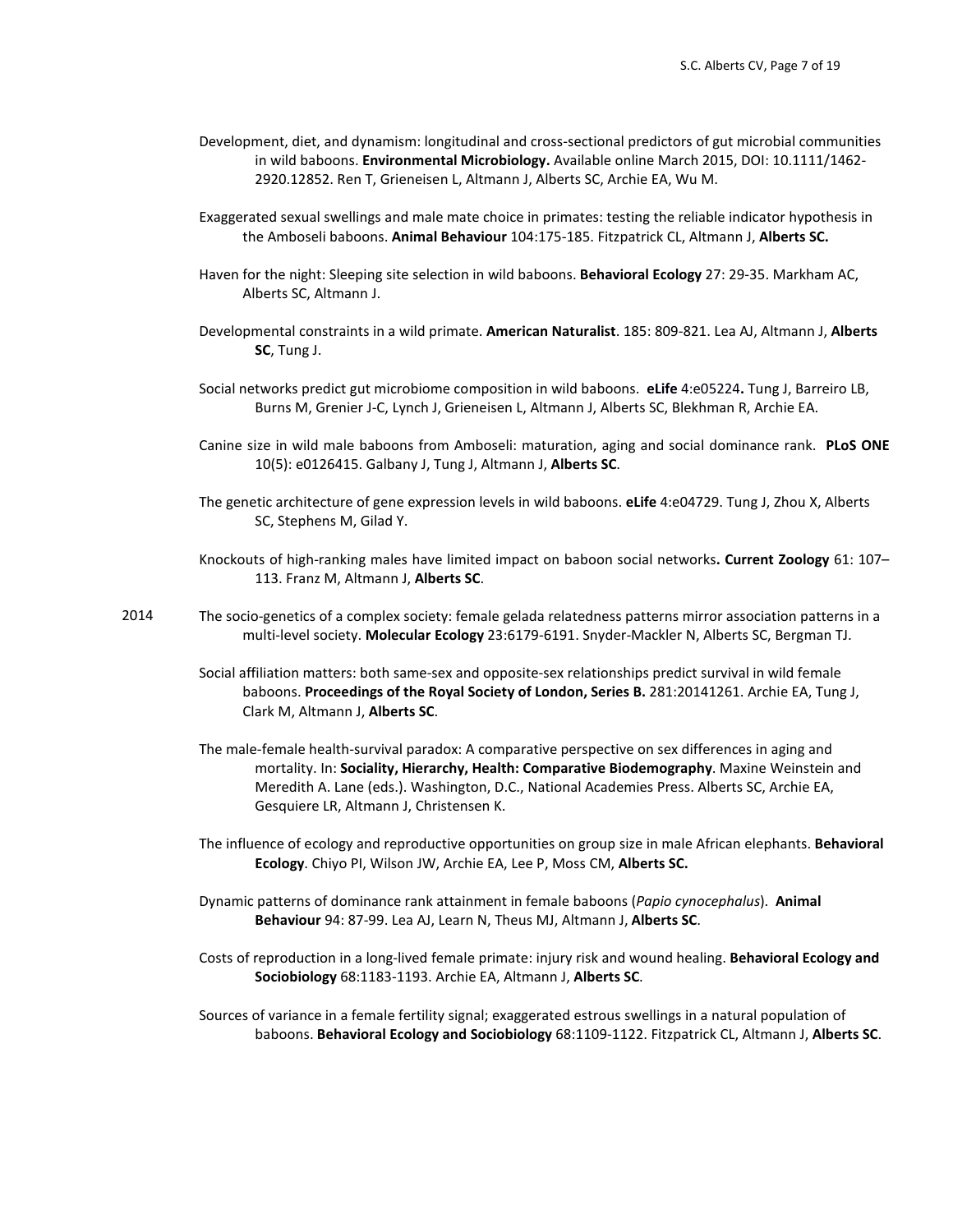Development, diet, and dynamism: longitudinal and cross-sectional predictors of gut microbial communities in wild baboons. **Environmental Microbiology.** Available online March 2015, DOI: 10.1111/1462-2920.12852. Ren T, Grieneisen L, Altmann J, Alberts SC, Archie EA, Wu M.

Exaggerated sexual swellings and male mate choice in primates: testing the reliable indicator hypothesis in the Amboseli baboons. **Animal Behaviour** 104:175-185. Fitzpatrick CL, Altmann J, **Alberts SC.**

Haven for the night: Sleeping site selection in wild baboons. **Behavioral Ecology** 27: 29-35. Markham AC, Alberts SC, Altmann J.

Developmental constraints in a wild primate. **American Naturalist**. 185: 809-821. Lea AJ, Altmann J, **Alberts SC**, Tung J.

Social networks predict gut microbiome composition in wild baboons. **eLife** 4:e05224**.** Tung J, Barreiro LB, Burns M, Grenier J-C, Lynch J, Grieneisen L, Altmann J, Alberts SC, Blekhman R, Archie EA.

Canine size in wild male baboons from Amboseli: maturation, aging and social dominance rank. **PLoS ONE** 10(5): e0126415. Galbany J, Tung J, Altmann J, **Alberts SC**.

The genetic architecture of gene expression levels in wild baboons. **eLife** 4:e04729. Tung J, Zhou X, Alberts SC, Stephens M, Gilad Y.

Knockouts of high-ranking males have limited impact on baboon social networks**. Current Zoology** 61: 107–113. Franz M, Altmann J, **Alberts SC**.

2014

The socio-genetics of a complex society: female gelada relatedness patterns mirror association patterns in a multi-level society. **Molecular Ecology** 23:6179-6191. Snyder-Mackler N, Alberts SC, Bergman TJ.

Social affiliation matters: both same-sex and opposite-sex relationships predict survival in wild female baboons. **Proceedings of the Royal Society of London, Series B.** 281:20141261. Archie EA, Tung J, Clark M, Altmann J, **Alberts SC**.

The male-female health-survival paradox: A comparative perspective on sex differences in aging and mortality. In: **Sociality, Hierarchy, Health: Comparative Biodemography**. Maxine Weinstein and Meredith A. Lane (eds.). Washington, D.C., National Academies Press. Alberts SC, Archie EA, Gesquiere LR, Altmann J, Christensen K.

The influence of ecology and reproductive opportunities on group size in male African elephants. **Behavioral Ecology**. Chiyo PI, Wilson JW, Archie EA, Lee P, Moss CM, **Alberts SC.**

Dynamic patterns of dominance rank attainment in female baboons (*Papio cynocephalus*). **Animal Behaviour** 94: 87-99. Lea AJ, Learn N, Theus MJ, Altmann J, **Alberts SC**.

Costs of reproduction in a long-lived female primate: injury risk and wound healing. **Behavioral Ecology and Sociobiology** 68:1183-1193. Archie EA, Altmann J, **Alberts SC**.

Sources of variance in a female fertility signal; exaggerated estrous swellings in a natural population of baboons. **Behavioral Ecology and Sociobiology** 68:1109-1122. Fitzpatrick CL, Altmann J, **Alberts SC**.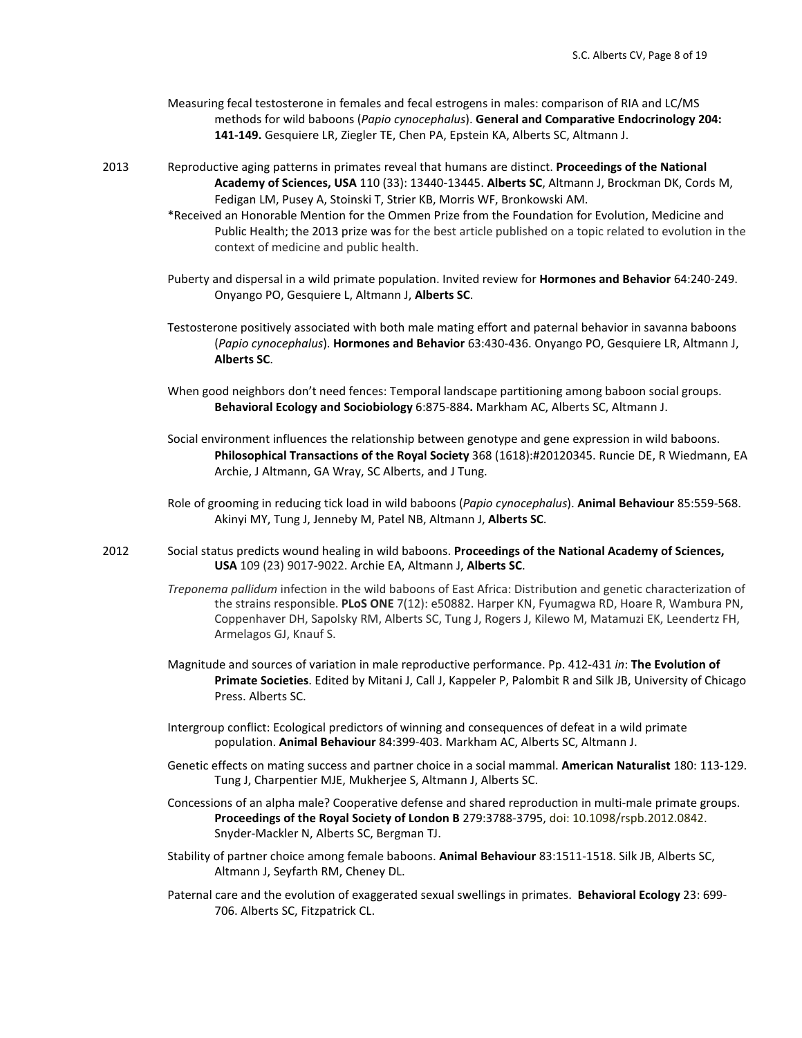Measuring fecal testosterone in females and fecal estrogens in males: comparison of RIA and LC/MS methods for wild baboons (*Papio cynocephalus*). **General and Comparative Endocrinology 204: 141-149.** Gesquiere LR, Ziegler TE, Chen PA, Epstein KA, Alberts SC, Altmann J.

2013

Reproductive aging patterns in primates reveal that humans are distinct. **Proceedings of the National Academy of Sciences, USA** 110 (33): 13440-13445. **Alberts SC**, Altmann J, Brockman DK, Cords M, Fedigan LM, Pusey A, Stoinski T, Strier KB, Morris WF, Bronkowski AM.

*Received an Honorable Mention for the Ommen Prize from the Foundation for Evolution, Medicine and Public Health; the 2013 prize was for the best article published on a topic related to evolution in the context of medicine and public health.

Puberty and dispersal in a wild primate population. Invited review for **Hormones and Behavior** 64:240-249. Onyango PO, Gesquiere L, Altmann J, **Alberts SC**.

Testosterone positively associated with both male mating effort and paternal behavior in savanna baboons (*Papio cynocephalus*). **Hormones and Behavior** 63:430-436. Onyango PO, Gesquiere LR, Altmann J, **Alberts SC**.

When good neighbors don't need fences: Temporal landscape partitioning among baboon social groups. **Behavioral Ecology and Sociobiology** 6:875-884**.** Markham AC, Alberts SC, Altmann J.

Social environment influences the relationship between genotype and gene expression in wild baboons. **Philosophical Transactions of the Royal Society** 368 (1618):#20120345. Runcie DE, R Wiedmann, EA Archie, J Altmann, GA Wray, SC Alberts, and J Tung.

Role of grooming in reducing tick load in wild baboons (*Papio cynocephalus*). **Animal Behaviour** 85:559-568. Akinyi MY, Tung J, Jenneby M, Patel NB, Altmann J, **Alberts SC**.

2012

Social status predicts wound healing in wild baboons. **Proceedings of the National Academy of Sciences, USA** 109 (23) 9017-9022. Archie EA, Altmann J, **Alberts SC**.

*Treponema pallidum* infection in the wild baboons of East Africa: Distribution and genetic characterization of the strains responsible. **PLoS ONE** 7(12): e50882. Harper KN, Fyumagwa RD, Hoare R, Wambura PN, Coppenhaver DH, Sapolsky RM, Alberts SC, Tung J, Rogers J, Kilewo M, Matamuzi EK, Leendertz FH, Armelagos GJ, Knauf S.

Magnitude and sources of variation in male reproductive performance. Pp. 412-431 *in*: **The Evolution of Primate Societies**. Edited by Mitani J, Call J, Kappeler P, Palombit R and Silk JB, University of Chicago Press. Alberts SC.

Intergroup conflict: Ecological predictors of winning and consequences of defeat in a wild primate population. **Animal Behaviour** 84:399-403. Markham AC, Alberts SC, Altmann J.

Genetic effects on mating success and partner choice in a social mammal. **American Naturalist** 180: 113-129. Tung J, Charpentier MJE, Mukherjee S, Altmann J, Alberts SC.

Concessions of an alpha male? Cooperative defense and shared reproduction in multi-male primate groups. **Proceedings of the Royal Society of London B** 279:3788-3795, doi: 10.1098/rspb.2012.0842. Snyder-Mackler N, Alberts SC, Bergman TJ.

Stability of partner choice among female baboons. **Animal Behaviour** 83:1511-1518. Silk JB, Alberts SC, Altmann J, Seyfarth RM, Cheney DL.

Paternal care and the evolution of exaggerated sexual swellings in primates. **Behavioral Ecology** 23: 699-706. Alberts SC, Fitzpatrick CL.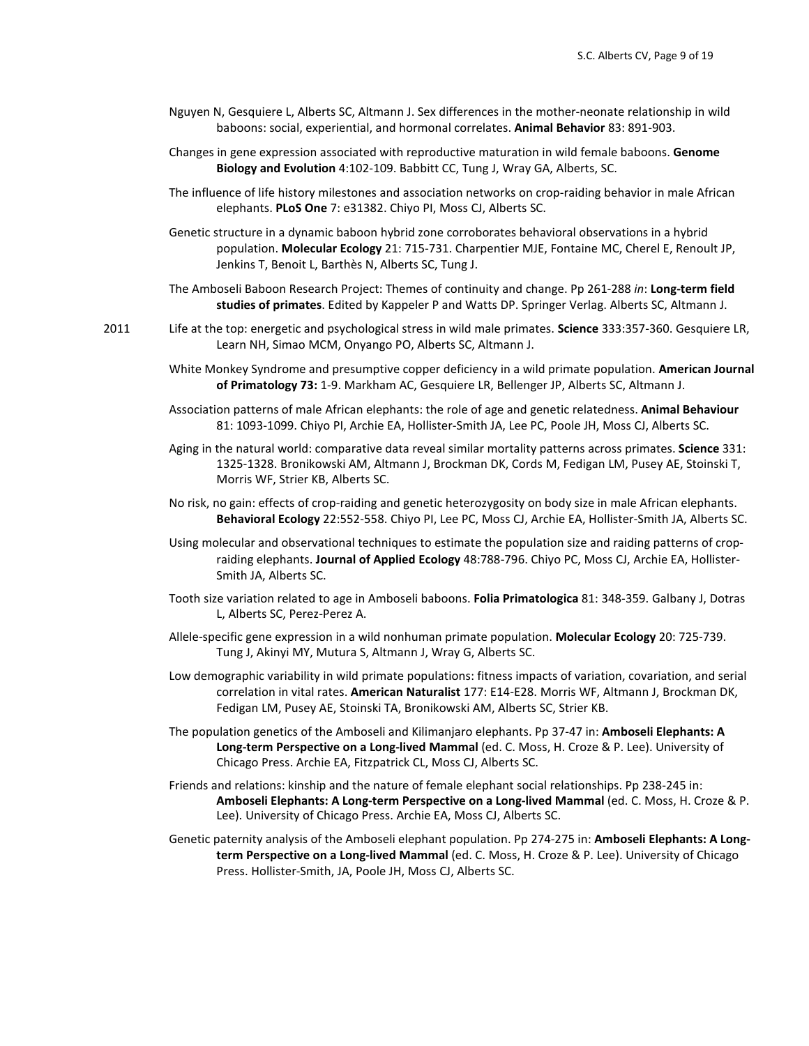Nguyen N, Gesquiere L, Alberts SC, Altmann J. Sex differences in the mother-neonate relationship in wild baboons: social, experiential, and hormonal correlates. **Animal Behavior** 83: 891-903.

Changes in gene expression associated with reproductive maturation in wild female baboons. **Genome Biology and Evolution** 4:102-109. Babbitt CC, Tung J, Wray GA, Alberts, SC.

The influence of life history milestones and association networks on crop-raiding behavior in male African elephants. **PLoS One** 7: e31382. Chiyo PI, Moss CJ, Alberts SC.

Genetic structure in a dynamic baboon hybrid zone corroborates behavioral observations in a hybrid population. **Molecular Ecology** 21: 715-731. Charpentier MJE, Fontaine MC, Cherel E, Renoult JP, Jenkins T, Benoit L, Barthès N, Alberts SC, Tung J.

The Amboseli Baboon Research Project: Themes of continuity and change. Pp 261-288 *in*: **Long-term field studies of primates**. Edited by Kappeler P and Watts DP. Springer Verlag. Alberts SC, Altmann J.

2011

Life at the top: energetic and psychological stress in wild male primates. **Science** 333:357-360. Gesquiere LR, Learn NH, Simao MCM, Onyango PO, Alberts SC, Altmann J.

White Monkey Syndrome and presumptive copper deficiency in a wild primate population. **American Journal of Primatology 73:** 1-9. Markham AC, Gesquiere LR, Bellenger JP, Alberts SC, Altmann J.

Association patterns of male African elephants: the role of age and genetic relatedness. **Animal Behaviour** 81: 1093-1099. Chiyo PI, Archie EA, Hollister-Smith JA, Lee PC, Poole JH, Moss CJ, Alberts SC.

Aging in the natural world: comparative data reveal similar mortality patterns across primates. **Science** 331: 1325-1328. Bronikowski AM, Altmann J, Brockman DK, Cords M, Fedigan LM, Pusey AE, Stoinski T, Morris WF, Strier KB, Alberts SC.

No risk, no gain: effects of crop-raiding and genetic heterozygosity on body size in male African elephants. **Behavioral Ecology** 22:552-558. Chiyo PI, Lee PC, Moss CJ, Archie EA, Hollister-Smith JA, Alberts SC.

Using molecular and observational techniques to estimate the population size and raiding patterns of crop-raiding elephants. **Journal of Applied Ecology** 48:788-796. Chiyo PC, Moss CJ, Archie EA, Hollister-Smith JA, Alberts SC.

Tooth size variation related to age in Amboseli baboons. **Folia Primatologica** 81: 348-359. Galbany J, Dotras L, Alberts SC, Perez-Perez A.

Allele-specific gene expression in a wild nonhuman primate population. **Molecular Ecology** 20: 725-739. Tung J, Akinyi MY, Mutura S, Altmann J, Wray G, Alberts SC.

Low demographic variability in wild primate populations: fitness impacts of variation, covariation, and serial correlation in vital rates. **American Naturalist** 177: E14-E28. Morris WF, Altmann J, Brockman DK, Fedigan LM, Pusey AE, Stoinski TA, Bronikowski AM, Alberts SC, Strier KB.

The population genetics of the Amboseli and Kilimanjaro elephants. Pp 37-47 in: **Amboseli Elephants: A Long-term Perspective on a Long-lived Mammal** (ed. C. Moss, H. Croze & P. Lee). University of Chicago Press. Archie EA, Fitzpatrick CL, Moss CJ, Alberts SC.

Friends and relations: kinship and the nature of female elephant social relationships. Pp 238-245 in: **Amboseli Elephants: A Long-term Perspective on a Long-lived Mammal** (ed. C. Moss, H. Croze & P. Lee). University of Chicago Press. Archie EA, Moss CJ, Alberts SC.

Genetic paternity analysis of the Amboseli elephant population. Pp 274-275 in: **Amboseli Elephants: A Long-term Perspective on a Long-lived Mammal** (ed. C. Moss, H. Croze & P. Lee). University of Chicago Press. Hollister-Smith, JA, Poole JH, Moss CJ, Alberts SC.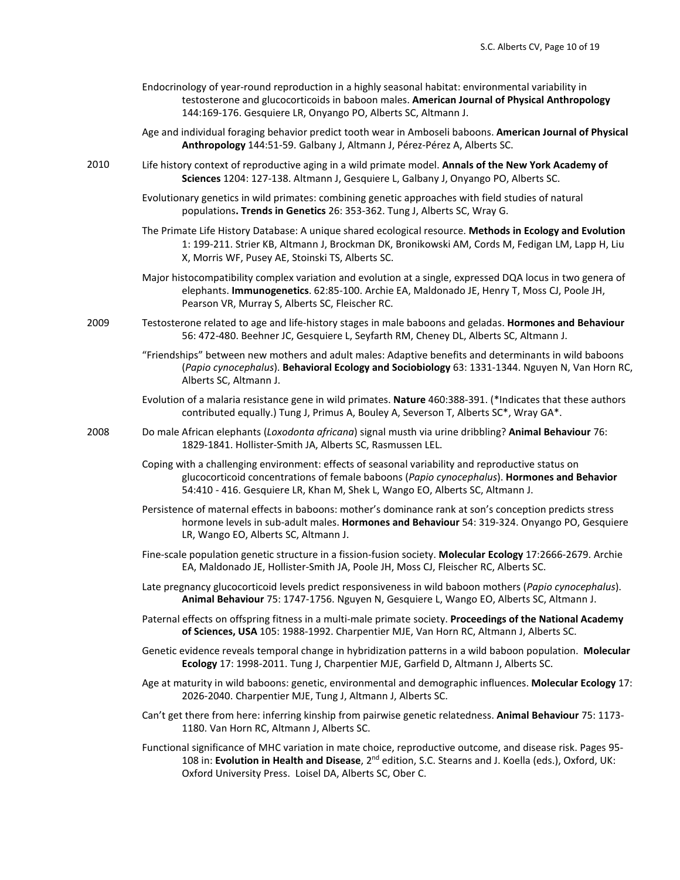Endocrinology of year-round reproduction in a highly seasonal habitat: environmental variability in testosterone and glucocorticoids in baboon males. **American Journal of Physical Anthropology** 144:169-176. Gesquiere LR, Onyango PO, Alberts SC, Altmann J.

Age and individual foraging behavior predict tooth wear in Amboseli baboons. **American Journal of Physical Anthropology** 144:51-59. Galbany J, Altmann J, Pérez-Pérez A, Alberts SC.

2010

Life history context of reproductive aging in a wild primate model. **Annals of the New York Academy of Sciences** 1204: 127-138. Altmann J, Gesquiere L, Galbany J, Onyango PO, Alberts SC.

Evolutionary genetics in wild primates: combining genetic approaches with field studies of natural populations**.** **Trends in Genetics** 26: 353-362. Tung J, Alberts SC, Wray G.

The Primate Life History Database: A unique shared ecological resource. **Methods in Ecology and Evolution** 1: 199-211. Strier KB, Altmann J, Brockman DK, Bronikowski AM, Cords M, Fedigan LM, Lapp H, Liu X, Morris WF, Pusey AE, Stoinski TS, Alberts SC.

Major histocompatibility complex variation and evolution at a single, expressed DQA locus in two genera of elephants. **Immunogenetics**. 62:85-100. Archie EA, Maldonado JE, Henry T, Moss CJ, Poole JH, Pearson VR, Murray S, Alberts SC, Fleischer RC.

2009

Testosterone related to age and life-history stages in male baboons and geladas. **Hormones and Behaviour** 56: 472-480. Beehner JC, Gesquiere L, Seyfarth RM, Cheney DL, Alberts SC, Altmann J.

"Friendships" between new mothers and adult males: Adaptive benefits and determinants in wild baboons (*Papio cynocephalus*). **Behavioral Ecology and Sociobiology** 63: 1331-1344. Nguyen N, Van Horn RC, Alberts SC, Altmann J.

Evolution of a malaria resistance gene in wild primates. **Nature** 460:388-391. (*Indicates that these authors contributed equally.) Tung J, Primus A, Bouley A, Severson T, Alberts SC*, Wray GA*.

2008

Do male African elephants (*Loxodonta africana*) signal musth via urine dribbling? **Animal Behaviour** 76: 1829-1841. Hollister-Smith JA, Alberts SC, Rasmussen LEL.

Coping with a challenging environment: effects of seasonal variability and reproductive status on glucocorticoid concentrations of female baboons (*Papio cynocephalus*). **Hormones and Behavior** 54:410 - 416. Gesquiere LR, Khan M, Shek L, Wango EO, Alberts SC, Altmann J.

Persistence of maternal effects in baboons: mother's dominance rank at son's conception predicts stress hormone levels in sub-adult males. **Hormones and Behaviour** 54: 319-324. Onyango PO, Gesquiere LR, Wango EO, Alberts SC, Altmann J.

Fine-scale population genetic structure in a fission-fusion society. **Molecular Ecology** 17:2666-2679. Archie EA, Maldonado JE, Hollister-Smith JA, Poole JH, Moss CJ, Fleischer RC, Alberts SC.

Late pregnancy glucocorticoid levels predict responsiveness in wild baboon mothers (*Papio cynocephalus*). **Animal Behaviour** 75: 1747-1756. Nguyen N, Gesquiere L, Wango EO, Alberts SC, Altmann J.

Paternal effects on offspring fitness in a multi-male primate society. **Proceedings of the National Academy of Sciences, USA** 105: 1988-1992. Charpentier MJE, Van Horn RC, Altmann J, Alberts SC.

Genetic evidence reveals temporal change in hybridization patterns in a wild baboon population. **Molecular Ecology** 17: 1998-2011. Tung J, Charpentier MJE, Garfield D, Altmann J, Alberts SC.

Age at maturity in wild baboons: genetic, environmental and demographic influences. **Molecular Ecology** 17: 2026-2040. Charpentier MJE, Tung J, Altmann J, Alberts SC.

Can't get there from here: inferring kinship from pairwise genetic relatedness. **Animal Behaviour** 75: 1173-1180. Van Horn RC, Altmann J, Alberts SC.

Functional significance of MHC variation in mate choice, reproductive outcome, and disease risk. Pages 95-108 in: **Evolution in Health and Disease**, 2nd edition, S.C. Stearns and J. Koella (eds.), Oxford, UK: Oxford University Press. Loisel DA, Alberts SC, Ober C.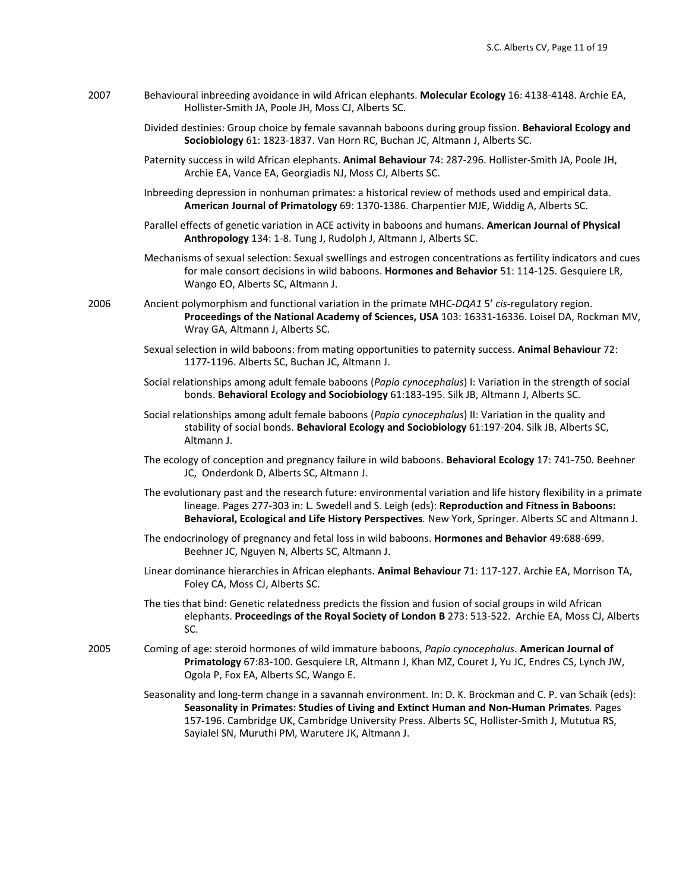2007 Behavioural inbreeding avoidance in wild African elephants. **Molecular Ecology** 16: 4138-4148. Archie EA, Hollister-Smith JA, Poole JH, Moss CJ, Alberts SC.

Divided destinies: Group choice by female savannah baboons during group fission. **Behavioral Ecology and Sociobiology** 61: 1823-1837. Van Horn RC, Buchan JC, Altmann J, Alberts SC.

Paternity success in wild African elephants. **Animal Behaviour** 74: 287-296. Hollister-Smith JA, Poole JH, Archie EA, Vance EA, Georgiadis NJ, Moss CJ, Alberts SC.

Inbreeding depression in nonhuman primates: a historical review of methods used and empirical data. **American Journal of Primatology** 69: 1370-1386. Charpentier MJE, Widdig A, Alberts SC.

Parallel effects of genetic variation in ACE activity in baboons and humans. **American Journal of Physical Anthropology** 134: 1-8. Tung J, Rudolph J, Altmann J, Alberts SC.

Mechanisms of sexual selection: Sexual swellings and estrogen concentrations as fertility indicators and cues for male consort decisions in wild baboons. **Hormones and Behavior** 51: 114-125. Gesquiere LR, Wango EO, Alberts SC, Altmann J.

2006 Ancient polymorphism and functional variation in the primate MHC-*DQA1* 5' *cis*-regulatory region. **Proceedings of the National Academy of Sciences, USA** 103: 16331-16336. Loisel DA, Rockman MV, Wray GA, Altmann J, Alberts SC.

Sexual selection in wild baboons: from mating opportunities to paternity success. **Animal Behaviour** 72: 1177-1196. Alberts SC, Buchan JC, Altmann J.

Social relationships among adult female baboons (*Papio cynocephalus*) I: Variation in the strength of social bonds. **Behavioral Ecology and Sociobiology** 61:183-195. Silk JB, Altmann J, Alberts SC.

Social relationships among adult female baboons (*Papio cynocephalus*) II: Variation in the quality and stability of social bonds. **Behavioral Ecology and Sociobiology** 61:197-204. Silk JB, Alberts SC, Altmann J.

The ecology of conception and pregnancy failure in wild baboons. **Behavioral Ecology** 17: 741-750. Beehner JC, Onderdonk D, Alberts SC, Altmann J.

The evolutionary past and the research future: environmental variation and life history flexibility in a primate lineage. Pages 277-303 in: L. Swedell and S. Leigh (eds): **Reproduction and Fitness in Baboons: Behavioral, Ecological and Life History Perspectives***.* New York, Springer. Alberts SC and Altmann J.

The endocrinology of pregnancy and fetal loss in wild baboons. **Hormones and Behavior** 49:688-699. Beehner JC, Nguyen N, Alberts SC, Altmann J.

Linear dominance hierarchies in African elephants. **Animal Behaviour** 71: 117-127. Archie EA, Morrison TA, Foley CA, Moss CJ, Alberts SC.

The ties that bind: Genetic relatedness predicts the fission and fusion of social groups in wild African elephants. **Proceedings of the Royal Society of London B** 273: 513-522. Archie EA, Moss CJ, Alberts SC.

2005 Coming of age: steroid hormones of wild immature baboons, *Papio cynocephalus*. **American Journal of Primatology** 67:83-100. Gesquiere LR, Altmann J, Khan MZ, Couret J, Yu JC, Endres CS, Lynch JW, Ogola P, Fox EA, Alberts SC, Wango E.

Seasonality and long-term change in a savannah environment. In: D. K. Brockman and C. P. van Schaik (eds): **Seasonality in Primates: Studies of Living and Extinct Human and Non-Human Primates***.* Pages 157-196. Cambridge UK, Cambridge University Press. Alberts SC, Hollister-Smith J, Mututua RS, Sayialel SN, Muruthi PM, Warutere JK, Altmann J.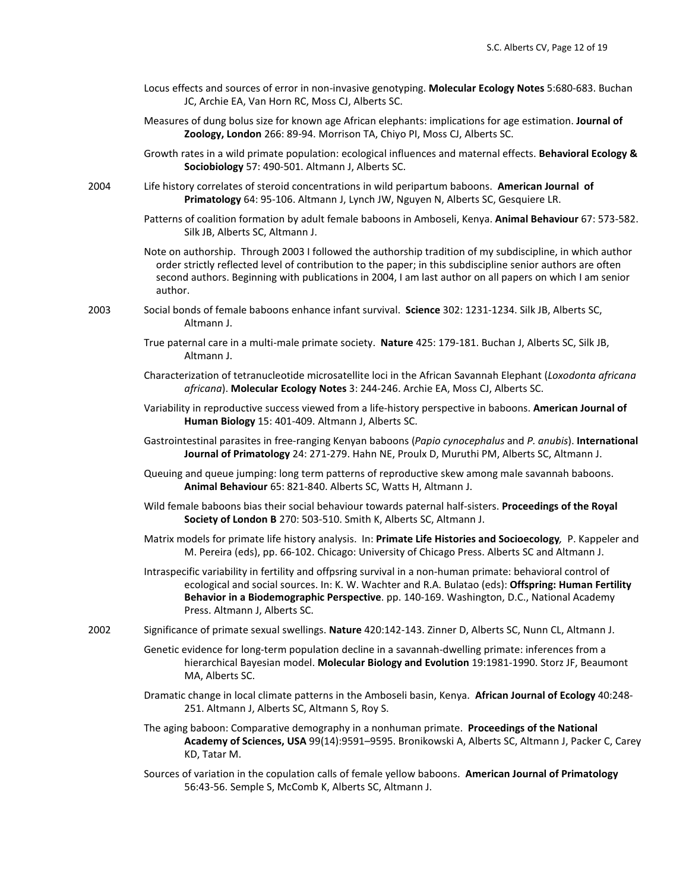Locus effects and sources of error in non-invasive genotyping. **Molecular Ecology Notes** 5:680-683. Buchan JC, Archie EA, Van Horn RC, Moss CJ, Alberts SC.

Measures of dung bolus size for known age African elephants: implications for age estimation. **Journal of Zoology, London** 266: 89-94. Morrison TA, Chiyo PI, Moss CJ, Alberts SC.

Growth rates in a wild primate population: ecological influences and maternal effects. **Behavioral Ecology & Sociobiology** 57: 490-501. Altmann J, Alberts SC.

2004

Life history correlates of steroid concentrations in wild peripartum baboons. **American Journal of Primatology** 64: 95-106. Altmann J, Lynch JW, Nguyen N, Alberts SC, Gesquiere LR.

Patterns of coalition formation by adult female baboons in Amboseli, Kenya. **Animal Behaviour** 67: 573-582. Silk JB, Alberts SC, Altmann J.

Note on authorship. Through 2003 I followed the authorship tradition of my subdiscipline, in which author order strictly reflected level of contribution to the paper; in this subdiscipline senior authors are often second authors. Beginning with publications in 2004, I am last author on all papers on which I am senior author.

2003

Social bonds of female baboons enhance infant survival. **Science** 302: 1231-1234. Silk JB, Alberts SC, Altmann J.

True paternal care in a multi-male primate society. **Nature** 425: 179-181. Buchan J, Alberts SC, Silk JB, Altmann J.

Characterization of tetranucleotide microsatellite loci in the African Savannah Elephant (*Loxodonta africana africana*). **Molecular Ecology Notes** 3: 244-246. Archie EA, Moss CJ, Alberts SC.

Variability in reproductive success viewed from a life-history perspective in baboons. **American Journal of Human Biology** 15: 401-409. Altmann J, Alberts SC.

Gastrointestinal parasites in free-ranging Kenyan baboons (*Papio cynocephalus* and *P. anubis*). **International Journal of Primatology** 24: 271-279. Hahn NE, Proulx D, Muruthi PM, Alberts SC, Altmann J.

Queuing and queue jumping: long term patterns of reproductive skew among male savannah baboons. **Animal Behaviour** 65: 821-840. Alberts SC, Watts H, Altmann J.

Wild female baboons bias their social behaviour towards paternal half-sisters. **Proceedings of the Royal Society of London B** 270: 503-510. Smith K, Alberts SC, Altmann J.

Matrix models for primate life history analysis. In: **Primate Life Histories and Socioecology***,* P. Kappeler and M. Pereira (eds), pp. 66-102. Chicago: University of Chicago Press. Alberts SC and Altmann J.

Intraspecific variability in fertility and offpsring survival in a non-human primate: behavioral control of ecological and social sources. In: K. W. Wachter and R.A. Bulatao (eds): **Offspring: Human Fertility Behavior in a Biodemographic Perspective**. pp. 140-169. Washington, D.C., National Academy Press. Altmann J, Alberts SC.

2002

Significance of primate sexual swellings. **Nature** 420:142-143. Zinner D, Alberts SC, Nunn CL, Altmann J.

Genetic evidence for long-term population decline in a savannah-dwelling primate: inferences from a hierarchical Bayesian model. **Molecular Biology and Evolution** 19:1981-1990. Storz JF, Beaumont MA, Alberts SC.

Dramatic change in local climate patterns in the Amboseli basin, Kenya. **African Journal of Ecology** 40:248-251. Altmann J, Alberts SC, Altmann S, Roy S.

The aging baboon: Comparative demography in a nonhuman primate. **Proceedings of the National Academy of Sciences, USA** 99(14):9591–9595. Bronikowski A, Alberts SC, Altmann J, Packer C, Carey KD, Tatar M.

Sources of variation in the copulation calls of female yellow baboons. **American Journal of Primatology** 56:43-56. Semple S, McComb K, Alberts SC, Altmann J.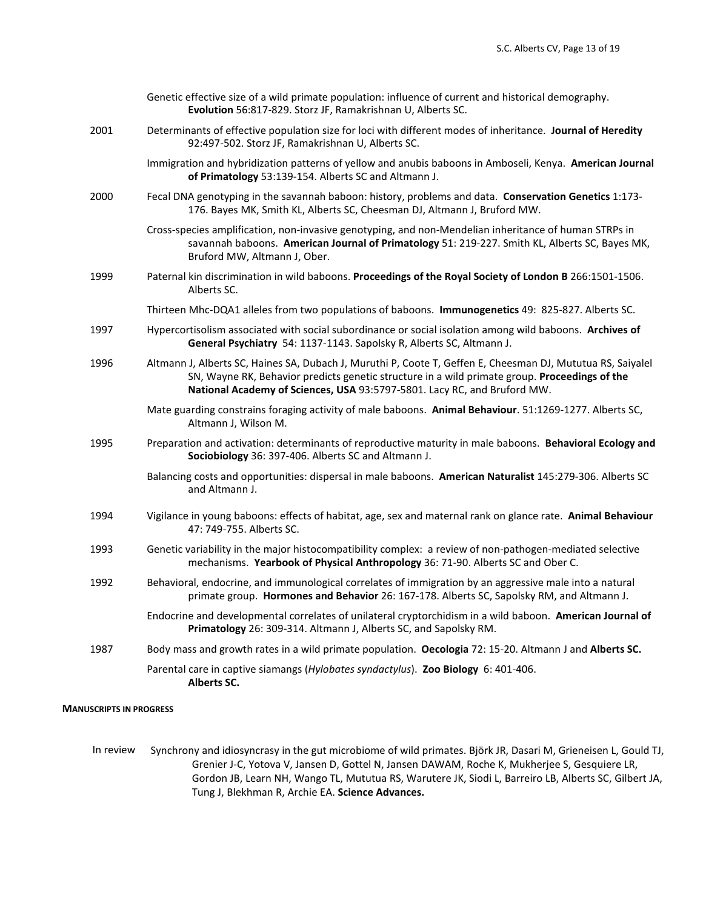Genetic effective size of a wild primate population: influence of current and historical demography. **Evolution** 56:817-829. Storz JF, Ramakrishnan U, Alberts SC.

2001 Determinants of effective population size for loci with different modes of inheritance. **Journal of Heredity** 92:497-502. Storz JF, Ramakrishnan U, Alberts SC.

Immigration and hybridization patterns of yellow and anubis baboons in Amboseli, Kenya. **American Journal of Primatology** 53:139-154. Alberts SC and Altmann J.

2000 Fecal DNA genotyping in the savannah baboon: history, problems and data. **Conservation Genetics** 1:173-176. Bayes MK, Smith KL, Alberts SC, Cheesman DJ, Altmann J, Bruford MW.

Cross-species amplification, non-invasive genotyping, and non-Mendelian inheritance of human STRPs in savannah baboons. **American Journal of Primatology** 51: 219-227. Smith KL, Alberts SC, Bayes MK, Bruford MW, Altmann J, Ober.

1999 Paternal kin discrimination in wild baboons. **Proceedings of the Royal Society of London B** 266:1501-1506. Alberts SC.

Thirteen Mhc-DQA1 alleles from two populations of baboons. **Immunogenetics** 49: 825-827. Alberts SC.

1997 Hypercortisolism associated with social subordinance or social isolation among wild baboons. **Archives of General Psychiatry** 54: 1137-1143. Sapolsky R, Alberts SC, Altmann J.

1996 Altmann J, Alberts SC, Haines SA, Dubach J, Muruthi P, Coote T, Geffen E, Cheesman DJ, Mututua RS, Saiyalel SN, Wayne RK, Behavior predicts genetic structure in a wild primate group. **Proceedings of the National Academy of Sciences, USA** 93:5797-5801. Lacy RC, and Bruford MW.

Mate guarding constrains foraging activity of male baboons. **Animal Behaviour**. 51:1269-1277. Alberts SC, Altmann J, Wilson M.

1995 Preparation and activation: determinants of reproductive maturity in male baboons. **Behavioral Ecology and Sociobiology** 36: 397-406. Alberts SC and Altmann J.

Balancing costs and opportunities: dispersal in male baboons. **American Naturalist** 145:279-306. Alberts SC and Altmann J.

1994 Vigilance in young baboons: effects of habitat, age, sex and maternal rank on glance rate. **Animal Behaviour** 47: 749-755. Alberts SC.

1993 Genetic variability in the major histocompatibility complex: a review of non-pathogen-mediated selective mechanisms. **Yearbook of Physical Anthropology** 36: 71-90. Alberts SC and Ober C.

1992 Behavioral, endocrine, and immunological correlates of immigration by an aggressive male into a natural primate group. **Hormones and Behavior** 26: 167-178. Alberts SC, Sapolsky RM, and Altmann J.

Endocrine and developmental correlates of unilateral cryptorchidism in a wild baboon. **American Journal of Primatology** 26: 309-314. Altmann J, Alberts SC, and Sapolsky RM.

1987 Body mass and growth rates in a wild primate population. **Oecologia** 72: 15-20. Altmann J and **Alberts SC.**

Parental care in captive siamangs (*Hylobates syndactylus*). **Zoo Biology** 6: 401-406. **Alberts SC.**

**MANUSCRIPTS IN PROGRESS**

In review Synchrony and idiosyncrasy in the gut microbiome of wild primates. Björk JR, Dasari M, Grieneisen L, Gould TJ, Grenier J-C, Yotova V, Jansen D, Gottel N, Jansen DAWAM, Roche K, Mukherjee S, Gesquiere LR, Gordon JB, Learn NH, Wango TL, Mututua RS, Warutere JK, Siodi L, Barreiro LB, Alberts SC, Gilbert JA, Tung J, Blekhman R, Archie EA. **Science Advances.**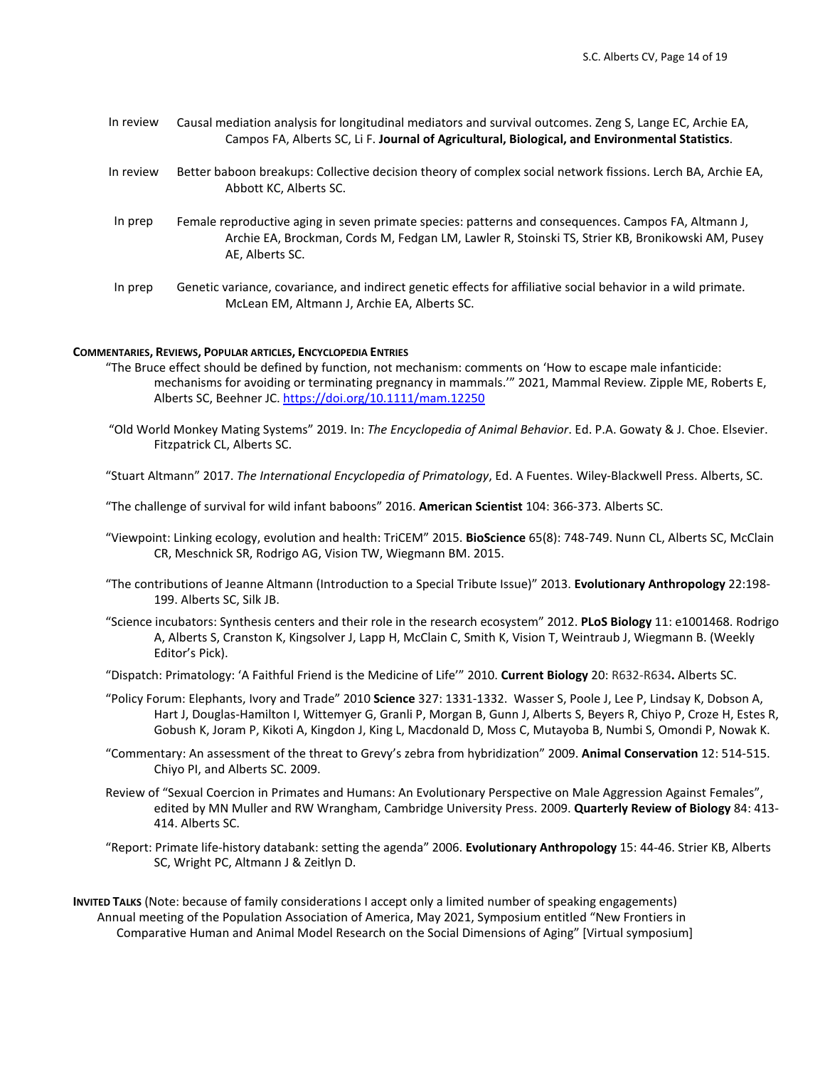In review  Causal mediation analysis for longitudinal mediators and survival outcomes. Zeng S, Lange EC, Archie EA, Campos FA, Alberts SC, Li F. **Journal of Agricultural, Biological, and Environmental Statistics**.

In review  Better baboon breakups: Collective decision theory of complex social network fissions. Lerch BA, Archie EA, Abbott KC, Alberts SC.

In prep  Female reproductive aging in seven primate species: patterns and consequences. Campos FA, Altmann J, Archie EA, Brockman, Cords M, Fedgan LM, Lawler R, Stoinski TS, Strier KB, Bronikowski AM, Pusey AE, Alberts SC.

In prep  Genetic variance, covariance, and indirect genetic effects for affiliative social behavior in a wild primate. McLean EM, Altmann J, Archie EA, Alberts SC.

**COMMENTARIES, REVIEWS, POPULAR ARTICLES, ENCYCLOPEDIA ENTRIES**

"The Bruce effect should be defined by function, not mechanism: comments on 'How to escape male infanticide: mechanisms for avoiding or terminating pregnancy in mammals.'" 2021, Mammal Review. Zipple ME, Roberts E, Alberts SC, Beehner JC. https://doi.org/10.1111/mam.12250

"Old World Monkey Mating Systems" 2019. In: *The Encyclopedia of Animal Behavior*. Ed. P.A. Gowaty & J. Choe. Elsevier. Fitzpatrick CL, Alberts SC.

"Stuart Altmann" 2017. *The International Encyclopedia of Primatology*, Ed. A Fuentes. Wiley-Blackwell Press. Alberts, SC.

"The challenge of survival for wild infant baboons" 2016. **American Scientist** 104: 366-373. Alberts SC.

"Viewpoint: Linking ecology, evolution and health: TriCEM" 2015. **BioScience** 65(8): 748-749. Nunn CL, Alberts SC, McClain CR, Meschnick SR, Rodrigo AG, Vision TW, Wiegmann BM. 2015.

"The contributions of Jeanne Altmann (Introduction to a Special Tribute Issue)" 2013. **Evolutionary Anthropology** 22:198-199. Alberts SC, Silk JB.

"Science incubators: Synthesis centers and their role in the research ecosystem" 2012. **PLoS Biology** 11: e1001468. Rodrigo A, Alberts S, Cranston K, Kingsolver J, Lapp H, McClain C, Smith K, Vision T, Weintraub J, Wiegmann B. (Weekly Editor's Pick).

"Dispatch: Primatology: 'A Faithful Friend is the Medicine of Life'" 2010. **Current Biology** 20: R632-R634**.** Alberts SC.

"Policy Forum: Elephants, Ivory and Trade" 2010 **Science** 327: 1331-1332. Wasser S, Poole J, Lee P, Lindsay K, Dobson A, Hart J, Douglas-Hamilton I, Wittemyer G, Granli P, Morgan B, Gunn J, Alberts S, Beyers R, Chiyo P, Croze H, Estes R, Gobush K, Joram P, Kikoti A, Kingdon J, King L, Macdonald D, Moss C, Mutayoba B, Numbi S, Omondi P, Nowak K.

"Commentary: An assessment of the threat to Grevy's zebra from hybridization" 2009. **Animal Conservation** 12: 514-515. Chiyo PI, and Alberts SC. 2009.

Review of "Sexual Coercion in Primates and Humans: An Evolutionary Perspective on Male Aggression Against Females", edited by MN Muller and RW Wrangham, Cambridge University Press. 2009. **Quarterly Review of Biology** 84: 413-414. Alberts SC.

"Report: Primate life-history databank: setting the agenda" 2006. **Evolutionary Anthropology** 15: 44-46. Strier KB, Alberts SC, Wright PC, Altmann J & Zeitlyn D.

**INVITED TALKS** (Note: because of family considerations I accept only a limited number of speaking engagements)

Annual meeting of the Population Association of America, May 2021, Symposium entitled "New Frontiers in Comparative Human and Animal Model Research on the Social Dimensions of Aging" [Virtual symposium]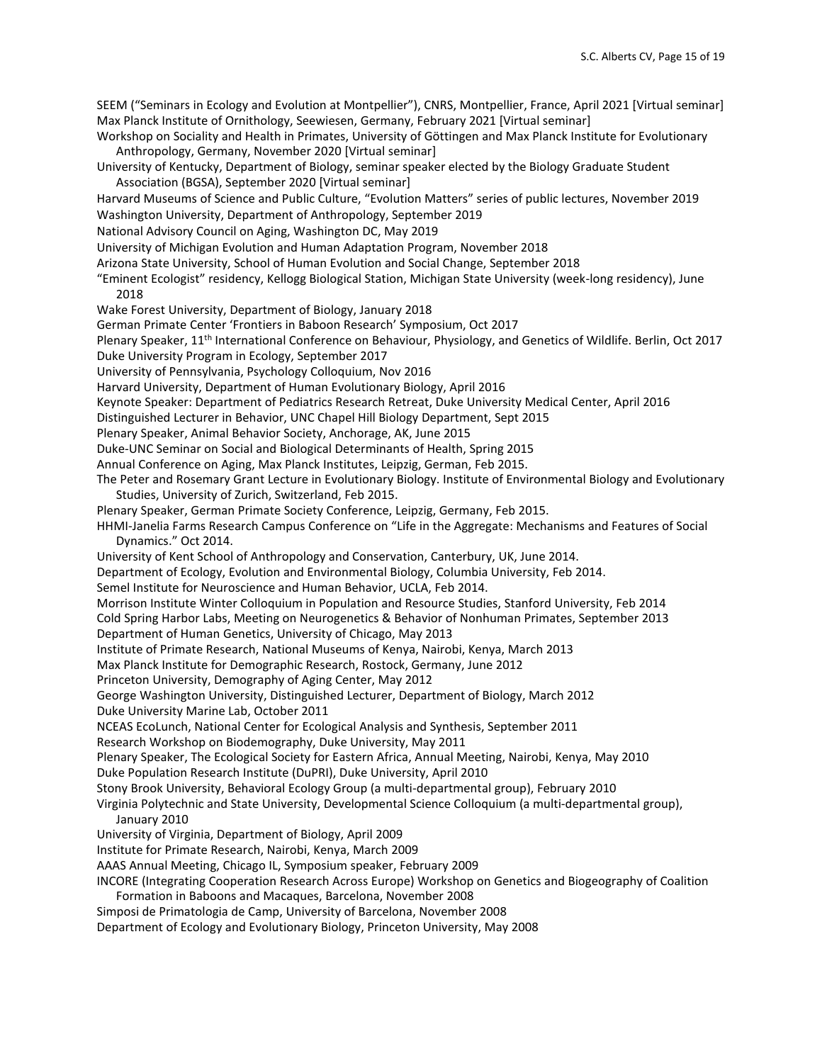SEEM ("Seminars in Ecology and Evolution at Montpellier"), CNRS, Montpellier, France, April 2021 [Virtual seminar]

Max Planck Institute of Ornithology, Seewiesen, Germany, February 2021 [Virtual seminar]

Workshop on Sociality and Health in Primates, University of Göttingen and Max Planck Institute for Evolutionary Anthropology, Germany, November 2020 [Virtual seminar]

University of Kentucky, Department of Biology, seminar speaker elected by the Biology Graduate Student Association (BGSA), September 2020 [Virtual seminar]

Harvard Museums of Science and Public Culture, "Evolution Matters" series of public lectures, November 2019

Washington University, Department of Anthropology, September 2019

National Advisory Council on Aging, Washington DC, May 2019

University of Michigan Evolution and Human Adaptation Program, November 2018

Arizona State University, School of Human Evolution and Social Change, September 2018

"Eminent Ecologist" residency, Kellogg Biological Station, Michigan State University (week-long residency), June 2018

Wake Forest University, Department of Biology, January 2018

German Primate Center 'Frontiers in Baboon Research' Symposium, Oct 2017

Plenary Speaker, 11th International Conference on Behaviour, Physiology, and Genetics of Wildlife. Berlin, Oct 2017

Duke University Program in Ecology, September 2017

University of Pennsylvania, Psychology Colloquium, Nov 2016

Harvard University, Department of Human Evolutionary Biology, April 2016

Keynote Speaker: Department of Pediatrics Research Retreat, Duke University Medical Center, April 2016

Distinguished Lecturer in Behavior, UNC Chapel Hill Biology Department, Sept 2015

Plenary Speaker, Animal Behavior Society, Anchorage, AK, June 2015

Duke-UNC Seminar on Social and Biological Determinants of Health, Spring 2015

Annual Conference on Aging, Max Planck Institutes, Leipzig, German, Feb 2015.

The Peter and Rosemary Grant Lecture in Evolutionary Biology. Institute of Environmental Biology and Evolutionary Studies, University of Zurich, Switzerland, Feb 2015.

Plenary Speaker, German Primate Society Conference, Leipzig, Germany, Feb 2015.

HHMI-Janelia Farms Research Campus Conference on "Life in the Aggregate: Mechanisms and Features of Social Dynamics." Oct 2014.

University of Kent School of Anthropology and Conservation, Canterbury, UK, June 2014.

Department of Ecology, Evolution and Environmental Biology, Columbia University, Feb 2014.

Semel Institute for Neuroscience and Human Behavior, UCLA, Feb 2014.

Morrison Institute Winter Colloquium in Population and Resource Studies, Stanford University, Feb 2014

Cold Spring Harbor Labs, Meeting on Neurogenetics & Behavior of Nonhuman Primates, September 2013

Department of Human Genetics, University of Chicago, May 2013

Institute of Primate Research, National Museums of Kenya, Nairobi, Kenya, March 2013

Max Planck Institute for Demographic Research, Rostock, Germany, June 2012

Princeton University, Demography of Aging Center, May 2012

George Washington University, Distinguished Lecturer, Department of Biology, March 2012

Duke University Marine Lab, October 2011

NCEAS EcoLunch, National Center for Ecological Analysis and Synthesis, September 2011

Research Workshop on Biodemography, Duke University, May 2011

Plenary Speaker, The Ecological Society for Eastern Africa, Annual Meeting, Nairobi, Kenya, May 2010

Duke Population Research Institute (DuPRI), Duke University, April 2010

Stony Brook University, Behavioral Ecology Group (a multi-departmental group), February 2010

Virginia Polytechnic and State University, Developmental Science Colloquium (a multi-departmental group), January 2010

University of Virginia, Department of Biology, April 2009

Institute for Primate Research, Nairobi, Kenya, March 2009

AAAS Annual Meeting, Chicago IL, Symposium speaker, February 2009

INCORE (Integrating Cooperation Research Across Europe) Workshop on Genetics and Biogeography of Coalition Formation in Baboons and Macaques, Barcelona, November 2008

Simposi de Primatologia de Camp, University of Barcelona, November 2008

Department of Ecology and Evolutionary Biology, Princeton University, May 2008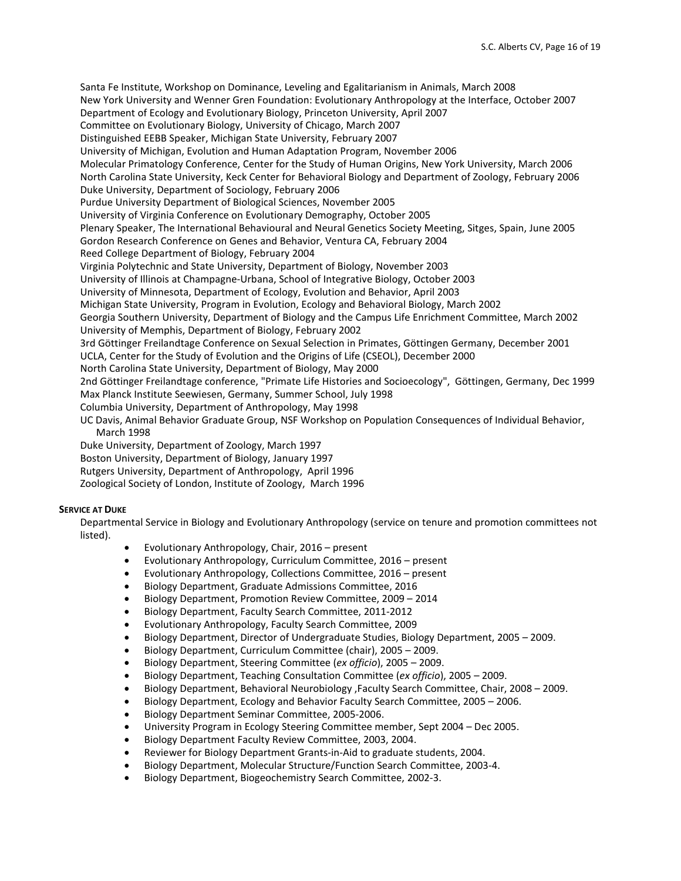Santa Fe Institute, Workshop on Dominance, Leveling and Egalitarianism in Animals, March 2008
New York University and Wenner Gren Foundation: Evolutionary Anthropology at the Interface, October 2007
Department of Ecology and Evolutionary Biology, Princeton University, April 2007
Committee on Evolutionary Biology, University of Chicago, March 2007
Distinguished EEBB Speaker, Michigan State University, February 2007
University of Michigan, Evolution and Human Adaptation Program, November 2006
Molecular Primatology Conference, Center for the Study of Human Origins, New York University, March 2006
North Carolina State University, Keck Center for Behavioral Biology and Department of Zoology, February 2006
Duke University, Department of Sociology, February 2006
Purdue University Department of Biological Sciences, November 2005
University of Virginia Conference on Evolutionary Demography, October 2005
Plenary Speaker, The International Behavioural and Neural Genetics Society Meeting, Sitges, Spain, June 2005
Gordon Research Conference on Genes and Behavior, Ventura CA, February 2004
Reed College Department of Biology, February 2004
Virginia Polytechnic and State University, Department of Biology, November 2003
University of Illinois at Champagne-Urbana, School of Integrative Biology, October 2003
University of Minnesota, Department of Ecology, Evolution and Behavior, April 2003
Michigan State University, Program in Evolution, Ecology and Behavioral Biology, March 2002
Georgia Southern University, Department of Biology and the Campus Life Enrichment Committee, March 2002
University of Memphis, Department of Biology, February 2002
3rd Göttinger Freilandtage Conference on Sexual Selection in Primates, Göttingen Germany, December 2001
UCLA, Center for the Study of Evolution and the Origins of Life (CSEOL), December 2000
North Carolina State University, Department of Biology, May 2000
2nd Göttinger Freilandtage conference, "Primate Life Histories and Socioecology", Göttingen, Germany, Dec 1999
Max Planck Institute Seewiesen, Germany, Summer School, July 1998
Columbia University, Department of Anthropology, May 1998
UC Davis, Animal Behavior Graduate Group, NSF Workshop on Population Consequences of Individual Behavior, March 1998
Duke University, Department of Zoology, March 1997
Boston University, Department of Biology, January 1997
Rutgers University, Department of Anthropology, April 1996
Zoological Society of London, Institute of Zoology, March 1996

### SERVICE AT DUKE

Departmental Service in Biology and Evolutionary Anthropology (service on tenure and promotion committees not listed).

- Evolutionary Anthropology, Chair, 2016 – present
- Evolutionary Anthropology, Curriculum Committee, 2016 – present
- Evolutionary Anthropology, Collections Committee, 2016 – present
- Biology Department, Graduate Admissions Committee, 2016
- Biology Department, Promotion Review Committee, 2009 – 2014
- Biology Department, Faculty Search Committee, 2011-2012
- Evolutionary Anthropology, Faculty Search Committee, 2009
- Biology Department, Director of Undergraduate Studies, Biology Department, 2005 – 2009.
- Biology Department, Curriculum Committee (chair), 2005 – 2009.
- Biology Department, Steering Committee (*ex officio*), 2005 – 2009.
- Biology Department, Teaching Consultation Committee (*ex officio*), 2005 – 2009.
- Biology Department, Behavioral Neurobiology ,Faculty Search Committee, Chair, 2008 – 2009.
- Biology Department, Ecology and Behavior Faculty Search Committee, 2005 – 2006.
- Biology Department Seminar Committee, 2005-2006.
- University Program in Ecology Steering Committee member, Sept 2004 – Dec 2005.
- Biology Department Faculty Review Committee, 2003, 2004.
- Reviewer for Biology Department Grants-in-Aid to graduate students, 2004.
- Biology Department, Molecular Structure/Function Search Committee, 2003-4.
- Biology Department, Biogeochemistry Search Committee, 2002-3.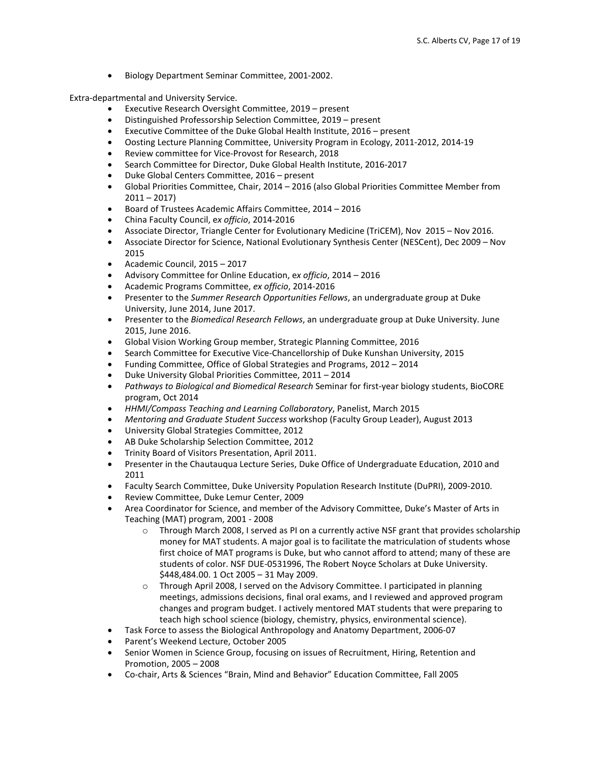- Biology Department Seminar Committee, 2001-2002.

Extra-departmental and University Service.

- Executive Research Oversight Committee, 2019 – present
- Distinguished Professorship Selection Committee, 2019 – present
- Executive Committee of the Duke Global Health Institute, 2016 – present
- Oosting Lecture Planning Committee, University Program in Ecology, 2011-2012, 2014-19
- Review committee for Vice-Provost for Research, 2018
- Search Committee for Director, Duke Global Health Institute, 2016-2017
- Duke Global Centers Committee, 2016 – present
- Global Priorities Committee, Chair, 2014 – 2016 (also Global Priorities Committee Member from 2011 – 2017)
- Board of Trustees Academic Affairs Committee, 2014 – 2016
- China Faculty Council, e*x officio*, 2014-2016
- Associate Director, Triangle Center for Evolutionary Medicine (TriCEM), Nov 2015 – Nov 2016.
- Associate Director for Science, National Evolutionary Synthesis Center (NESCent), Dec 2009 – Nov 2015
- Academic Council, 2015 – 2017
- Advisory Committee for Online Education, e*x officio*, 2014 – 2016
- Academic Programs Committee, *ex officio*, 2014-2016
- Presenter to the *Summer Research Opportunities Fellows*, an undergraduate group at Duke University, June 2014, June 2017.
- Presenter to the *Biomedical Research Fellows*, an undergraduate group at Duke University. June 2015, June 2016.
- Global Vision Working Group member, Strategic Planning Committee, 2016
- Search Committee for Executive Vice-Chancellorship of Duke Kunshan University, 2015
- Funding Committee, Office of Global Strategies and Programs, 2012 – 2014
- Duke University Global Priorities Committee, 2011 – 2014
- *Pathways to Biological and Biomedical Research* Seminar for first-year biology students, BioCORE program, Oct 2014
- *HHMI/Compass Teaching and Learning Collaboratory*, Panelist, March 2015
- *Mentoring and Graduate Student Success* workshop (Faculty Group Leader), August 2013
- University Global Strategies Committee, 2012
- AB Duke Scholarship Selection Committee, 2012
- Trinity Board of Visitors Presentation, April 2011.
- Presenter in the Chautauqua Lecture Series, Duke Office of Undergraduate Education, 2010 and 2011
- Faculty Search Committee, Duke University Population Research Institute (DuPRI), 2009-2010.
- Review Committee, Duke Lemur Center, 2009
- Area Coordinator for Science, and member of the Advisory Committee, Duke's Master of Arts in Teaching (MAT) program, 2001 - 2008
    - Through March 2008, I served as PI on a currently active NSF grant that provides scholarship money for MAT students. A major goal is to facilitate the matriculation of students whose first choice of MAT programs is Duke, but who cannot afford to attend; many of these are students of color. NSF DUE-0531996, The Robert Noyce Scholars at Duke University. $448,484.00. 1 Oct 2005 – 31 May 2009.
    - Through April 2008, I served on the Advisory Committee. I participated in planning meetings, admissions decisions, final oral exams, and I reviewed and approved program changes and program budget. I actively mentored MAT students that were preparing to teach high school science (biology, chemistry, physics, environmental science).
- Task Force to assess the Biological Anthropology and Anatomy Department, 2006-07
- Parent's Weekend Lecture, October 2005
- Senior Women in Science Group, focusing on issues of Recruitment, Hiring, Retention and Promotion, 2005 – 2008
- Co-chair, Arts & Sciences "Brain, Mind and Behavior" Education Committee, Fall 2005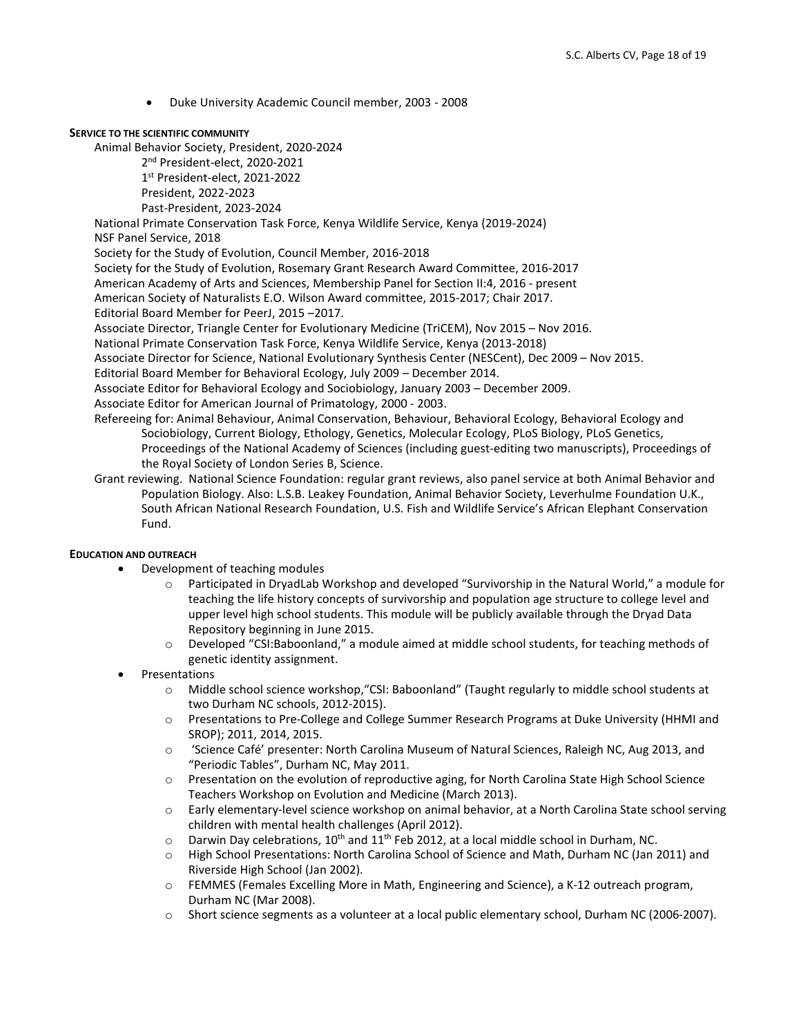- Duke University Academic Council member, 2003 - 2008

**SERVICE TO THE SCIENTIFIC COMMUNITY**

Animal Behavior Society, President, 2020-2024

2nd President-elect, 2020-2021

1st President-elect, 2021-2022

President, 2022-2023

Past-President, 2023-2024

National Primate Conservation Task Force, Kenya Wildlife Service, Kenya (2019-2024)

NSF Panel Service, 2018

Society for the Study of Evolution, Council Member, 2016-2018

Society for the Study of Evolution, Rosemary Grant Research Award Committee, 2016-2017

American Academy of Arts and Sciences, Membership Panel for Section II:4, 2016 - present

American Society of Naturalists E.O. Wilson Award committee, 2015-2017; Chair 2017.

Editorial Board Member for PeerJ, 2015 –2017.

Associate Director, Triangle Center for Evolutionary Medicine (TriCEM), Nov 2015 – Nov 2016.

National Primate Conservation Task Force, Kenya Wildlife Service, Kenya (2013-2018)

Associate Director for Science, National Evolutionary Synthesis Center (NESCent), Dec 2009 – Nov 2015.

Editorial Board Member for Behavioral Ecology, July 2009 – December 2014.

Associate Editor for Behavioral Ecology and Sociobiology, January 2003 – December 2009.

Associate Editor for American Journal of Primatology, 2000 - 2003.

Refereeing for: Animal Behaviour, Animal Conservation, Behaviour, Behavioral Ecology, Behavioral Ecology and Sociobiology, Current Biology, Ethology, Genetics, Molecular Ecology, PLoS Biology, PLoS Genetics, Proceedings of the National Academy of Sciences (including guest-editing two manuscripts), Proceedings of the Royal Society of London Series B, Science.

Grant reviewing. National Science Foundation: regular grant reviews, also panel service at both Animal Behavior and Population Biology. Also: L.S.B. Leakey Foundation, Animal Behavior Society, Leverhulme Foundation U.K., South African National Research Foundation, U.S. Fish and Wildlife Service's African Elephant Conservation Fund.

**EDUCATION AND OUTREACH**

- Development of teaching modules
    - Participated in DryadLab Workshop and developed "Survivorship in the Natural World," a module for teaching the life history concepts of survivorship and population age structure to college level and upper level high school students. This module will be publicly available through the Dryad Data Repository beginning in June 2015.
    - Developed "CSI:Baboonland," a module aimed at middle school students, for teaching methods of genetic identity assignment.
- Presentations
    - Middle school science workshop,"CSI: Baboonland" (Taught regularly to middle school students at two Durham NC schools, 2012-2015).
    - Presentations to Pre-College and College Summer Research Programs at Duke University (HHMI and SROP); 2011, 2014, 2015.
    - 'Science Café' presenter: North Carolina Museum of Natural Sciences, Raleigh NC, Aug 2013, and "Periodic Tables", Durham NC, May 2011.
    - Presentation on the evolution of reproductive aging, for North Carolina State High School Science Teachers Workshop on Evolution and Medicine (March 2013).
    - Early elementary-level science workshop on animal behavior, at a North Carolina State school serving children with mental health challenges (April 2012).
    - Darwin Day celebrations, 10th and 11th Feb 2012, at a local middle school in Durham, NC.
    - High School Presentations: North Carolina School of Science and Math, Durham NC (Jan 2011) and Riverside High School (Jan 2002).
    - FEMMES (Females Excelling More in Math, Engineering and Science), a K-12 outreach program, Durham NC (Mar 2008).
    - Short science segments as a volunteer at a local public elementary school, Durham NC (2006-2007).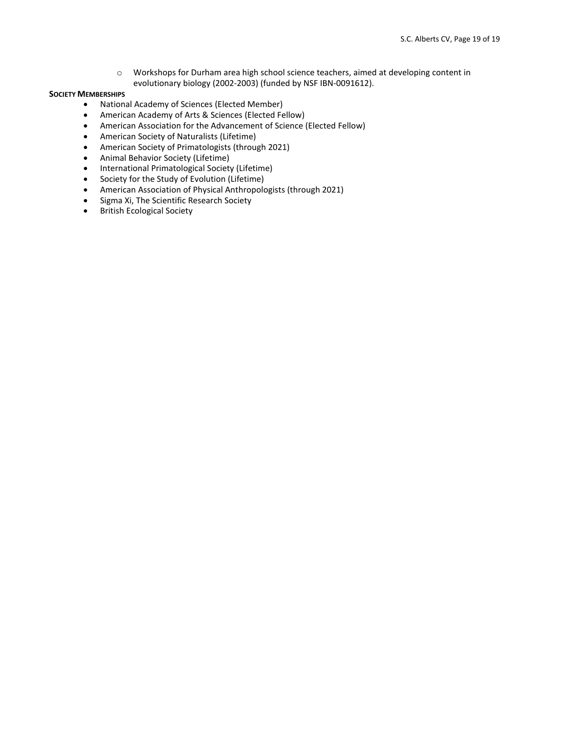- Workshops for Durham area high school science teachers, aimed at developing content in evolutionary biology (2002-2003) (funded by NSF IBN-0091612).

**SOCIETY MEMBERSHIPS**

- National Academy of Sciences (Elected Member)
- American Academy of Arts & Sciences (Elected Fellow)
- American Association for the Advancement of Science (Elected Fellow)
- American Society of Naturalists (Lifetime)
- American Society of Primatologists (through 2021)
- Animal Behavior Society (Lifetime)
- International Primatological Society (Lifetime)
- Society for the Study of Evolution (Lifetime)
- American Association of Physical Anthropologists (through 2021)
- Sigma Xi, The Scientific Research Society
- British Ecological Society